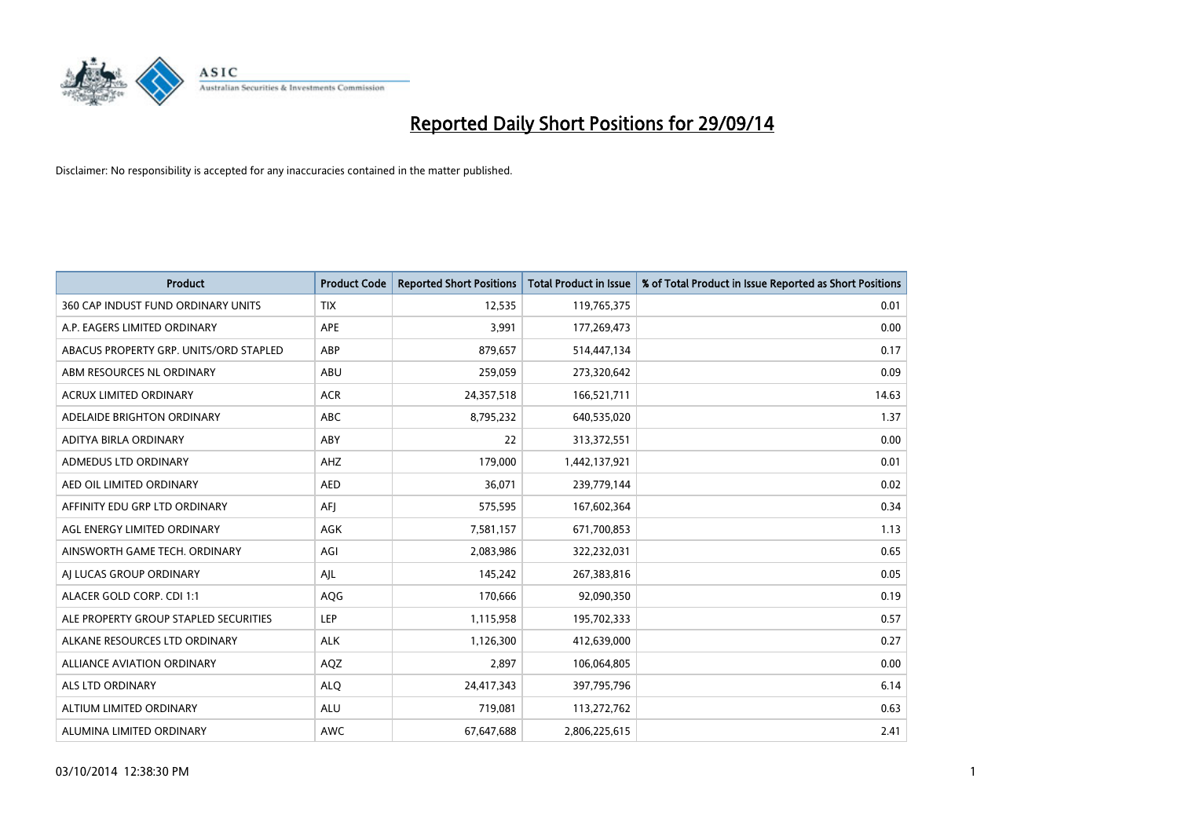# Reported Daily Short Positions for 29/09/14

Disclaimer: No responsibility is accepted for any inaccuracies contained in the matter published.

| Product | Product Code | Reported Short Positions | Total Product in Issue | % of Total Product in Issue Reported as Short Positions |
|---|---|---|---|---|
| 360 CAP INDUST FUND ORDINARY UNITS | TIX | 12,535 | 119,765,375 | 0.01 |
| A.P. EAGERS LIMITED ORDINARY | APE | 3,991 | 177,269,473 | 0.00 |
| ABACUS PROPERTY GRP. UNITS/ORD STAPLED | ABP | 879,657 | 514,447,134 | 0.17 |
| ABM RESOURCES NL ORDINARY | ABU | 259,059 | 273,320,642 | 0.09 |
| ACRUX LIMITED ORDINARY | ACR | 24,357,518 | 166,521,711 | 14.63 |
| ADELAIDE BRIGHTON ORDINARY | ABC | 8,795,232 | 640,535,020 | 1.37 |
| ADITYA BIRLA ORDINARY | ABY | 22 | 313,372,551 | 0.00 |
| ADMEDUS LTD ORDINARY | AHZ | 179,000 | 1,442,137,921 | 0.01 |
| AED OIL LIMITED ORDINARY | AED | 36,071 | 239,779,144 | 0.02 |
| AFFINITY EDU GRP LTD ORDINARY | AFJ | 575,595 | 167,602,364 | 0.34 |
| AGL ENERGY LIMITED ORDINARY | AGK | 7,581,157 | 671,700,853 | 1.13 |
| AINSWORTH GAME TECH. ORDINARY | AGI | 2,083,986 | 322,232,031 | 0.65 |
| AJ LUCAS GROUP ORDINARY | AJL | 145,242 | 267,383,816 | 0.05 |
| ALACER GOLD CORP. CDI 1:1 | AQG | 170,666 | 92,090,350 | 0.19 |
| ALE PROPERTY GROUP STAPLED SECURITIES | LEP | 1,115,958 | 195,702,333 | 0.57 |
| ALKANE RESOURCES LTD ORDINARY | ALK | 1,126,300 | 412,639,000 | 0.27 |
| ALLIANCE AVIATION ORDINARY | AQZ | 2,897 | 106,064,805 | 0.00 |
| ALS LTD ORDINARY | ALQ | 24,417,343 | 397,795,796 | 6.14 |
| ALTIUM LIMITED ORDINARY | ALU | 719,081 | 113,272,762 | 0.63 |
| ALUMINA LIMITED ORDINARY | AWC | 67,647,688 | 2,806,225,615 | 2.41 |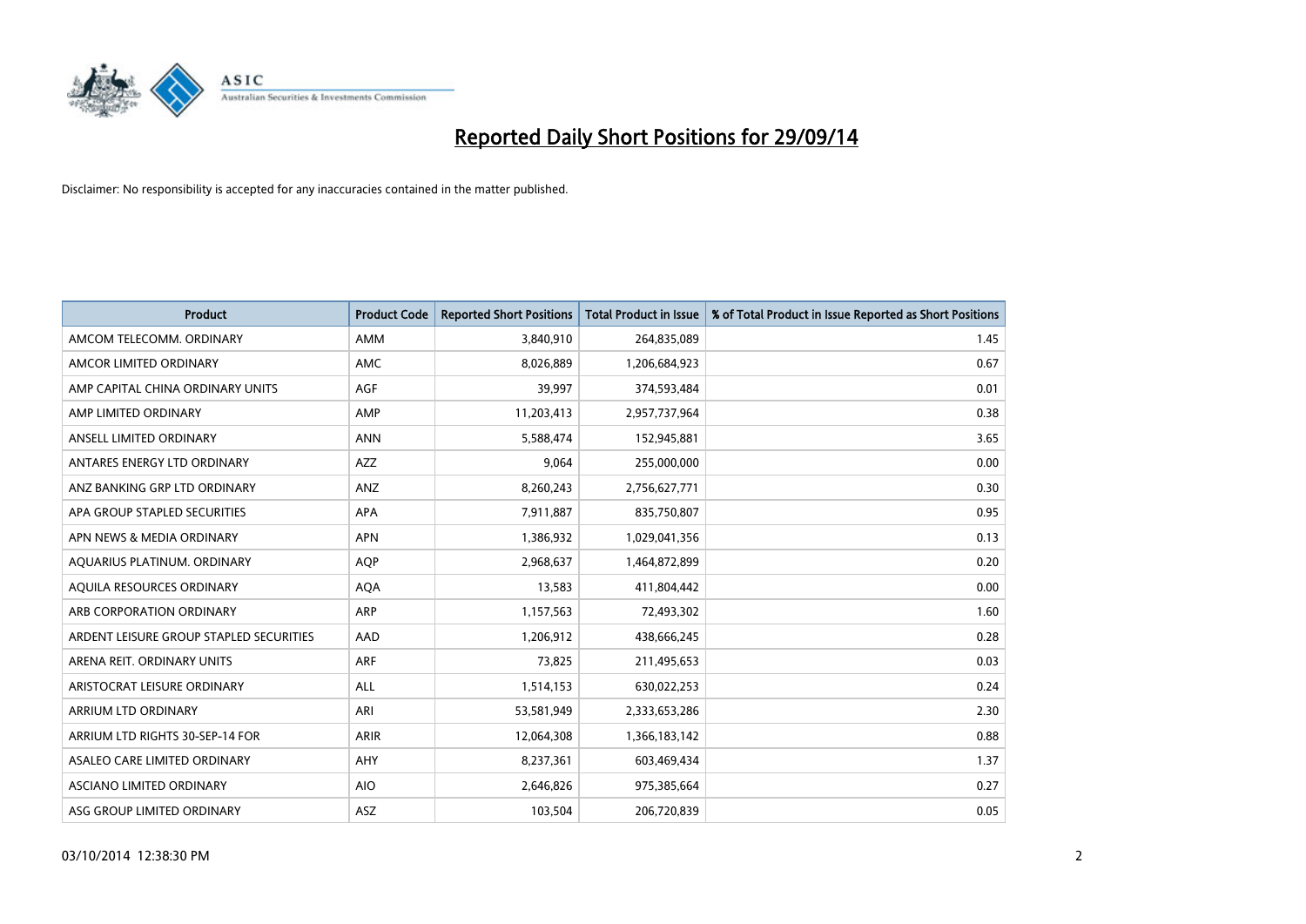# Reported Daily Short Positions for 29/09/14

Disclaimer: No responsibility is accepted for any inaccuracies contained in the matter published.

| Product | Product Code | Reported Short Positions | Total Product in Issue | % of Total Product in Issue Reported as Short Positions |
|---|---|---|---|---|
| AMCOM TELECOMM. ORDINARY | AMM | 3,840,910 | 264,835,089 | 1.45 |
| AMCOR LIMITED ORDINARY | AMC | 8,026,889 | 1,206,684,923 | 0.67 |
| AMP CAPITAL CHINA ORDINARY UNITS | AGF | 39,997 | 374,593,484 | 0.01 |
| AMP LIMITED ORDINARY | AMP | 11,203,413 | 2,957,737,964 | 0.38 |
| ANSELL LIMITED ORDINARY | ANN | 5,588,474 | 152,945,881 | 3.65 |
| ANTARES ENERGY LTD ORDINARY | AZZ | 9,064 | 255,000,000 | 0.00 |
| ANZ BANKING GRP LTD ORDINARY | ANZ | 8,260,243 | 2,756,627,771 | 0.30 |
| APA GROUP STAPLED SECURITIES | APA | 7,911,887 | 835,750,807 | 0.95 |
| APN NEWS & MEDIA ORDINARY | APN | 1,386,932 | 1,029,041,356 | 0.13 |
| AQUARIUS PLATINUM. ORDINARY | AQP | 2,968,637 | 1,464,872,899 | 0.20 |
| AQUILA RESOURCES ORDINARY | AQA | 13,583 | 411,804,442 | 0.00 |
| ARB CORPORATION ORDINARY | ARP | 1,157,563 | 72,493,302 | 1.60 |
| ARDENT LEISURE GROUP STAPLED SECURITIES | AAD | 1,206,912 | 438,666,245 | 0.28 |
| ARENA REIT. ORDINARY UNITS | ARF | 73,825 | 211,495,653 | 0.03 |
| ARISTOCRAT LEISURE ORDINARY | ALL | 1,514,153 | 630,022,253 | 0.24 |
| ARRIUM LTD ORDINARY | ARI | 53,581,949 | 2,333,653,286 | 2.30 |
| ARRIUM LTD RIGHTS 30-SEP-14 FOR | ARIR | 12,064,308 | 1,366,183,142 | 0.88 |
| ASALEO CARE LIMITED ORDINARY | AHY | 8,237,361 | 603,469,434 | 1.37 |
| ASCIANO LIMITED ORDINARY | AIO | 2,646,826 | 975,385,664 | 0.27 |
| ASG GROUP LIMITED ORDINARY | ASZ | 103,504 | 206,720,839 | 0.05 |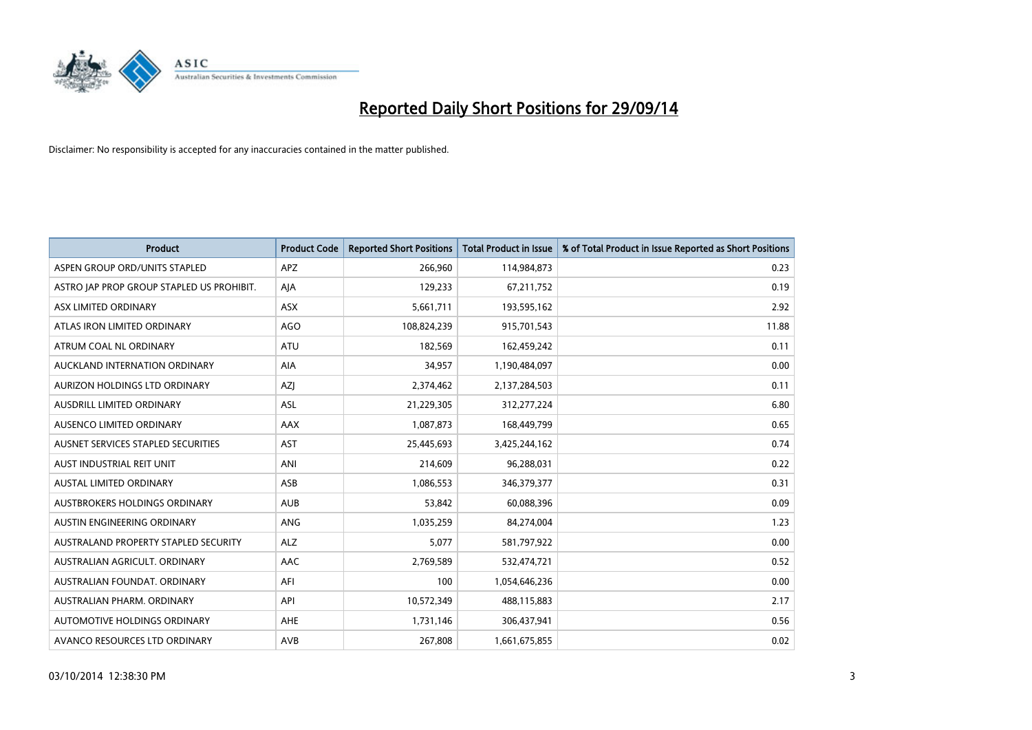# Reported Daily Short Positions for 29/09/14

Disclaimer: No responsibility is accepted for any inaccuracies contained in the matter published.

| Product | Product Code | Reported Short Positions | Total Product in Issue | % of Total Product in Issue Reported as Short Positions |
|---|---|---|---|---|
| ASPEN GROUP ORD/UNITS STAPLED | APZ | 266,960 | 114,984,873 | 0.23 |
| ASTRO JAP PROP GROUP STAPLED US PROHIBIT. | AJA | 129,233 | 67,211,752 | 0.19 |
| ASX LIMITED ORDINARY | ASX | 5,661,711 | 193,595,162 | 2.92 |
| ATLAS IRON LIMITED ORDINARY | AGO | 108,824,239 | 915,701,543 | 11.88 |
| ATRUM COAL NL ORDINARY | ATU | 182,569 | 162,459,242 | 0.11 |
| AUCKLAND INTERNATION ORDINARY | AIA | 34,957 | 1,190,484,097 | 0.00 |
| AURIZON HOLDINGS LTD ORDINARY | AZJ | 2,374,462 | 2,137,284,503 | 0.11 |
| AUSDRILL LIMITED ORDINARY | ASL | 21,229,305 | 312,277,224 | 6.80 |
| AUSENCO LIMITED ORDINARY | AAX | 1,087,873 | 168,449,799 | 0.65 |
| AUSNET SERVICES STAPLED SECURITIES | AST | 25,445,693 | 3,425,244,162 | 0.74 |
| AUST INDUSTRIAL REIT UNIT | ANI | 214,609 | 96,288,031 | 0.22 |
| AUSTAL LIMITED ORDINARY | ASB | 1,086,553 | 346,379,377 | 0.31 |
| AUSTBROKERS HOLDINGS ORDINARY | AUB | 53,842 | 60,088,396 | 0.09 |
| AUSTIN ENGINEERING ORDINARY | ANG | 1,035,259 | 84,274,004 | 1.23 |
| AUSTRALAND PROPERTY STAPLED SECURITY | ALZ | 5,077 | 581,797,922 | 0.00 |
| AUSTRALIAN AGRICULT. ORDINARY | AAC | 2,769,589 | 532,474,721 | 0.52 |
| AUSTRALIAN FOUNDAT. ORDINARY | AFI | 100 | 1,054,646,236 | 0.00 |
| AUSTRALIAN PHARM. ORDINARY | API | 10,572,349 | 488,115,883 | 2.17 |
| AUTOMOTIVE HOLDINGS ORDINARY | AHE | 1,731,146 | 306,437,941 | 0.56 |
| AVANCO RESOURCES LTD ORDINARY | AVB | 267,808 | 1,661,675,855 | 0.02 |

03/10/2014 12:38:30 PM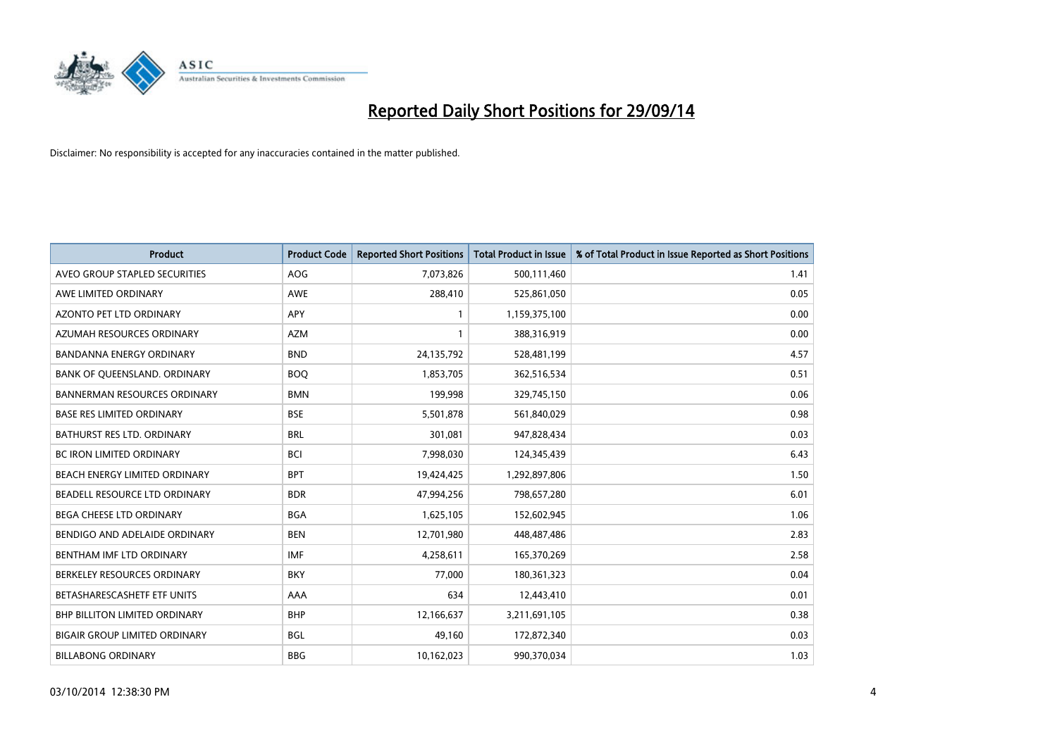# Reported Daily Short Positions for 29/09/14

Disclaimer: No responsibility is accepted for any inaccuracies contained in the matter published.

| Product | Product Code | Reported Short Positions | Total Product in Issue | % of Total Product in Issue Reported as Short Positions |
|---|---|---|---|---|
| AVEO GROUP STAPLED SECURITIES | AOG | 7,073,826 | 500,111,460 | 1.41 |
| AWE LIMITED ORDINARY | AWE | 288,410 | 525,861,050 | 0.05 |
| AZONTO PET LTD ORDINARY | APY | 1 | 1,159,375,100 | 0.00 |
| AZUMAH RESOURCES ORDINARY | AZM | 1 | 388,316,919 | 0.00 |
| BANDANNA ENERGY ORDINARY | BND | 24,135,792 | 528,481,199 | 4.57 |
| BANK OF QUEENSLAND. ORDINARY | BOQ | 1,853,705 | 362,516,534 | 0.51 |
| BANNERMAN RESOURCES ORDINARY | BMN | 199,998 | 329,745,150 | 0.06 |
| BASE RES LIMITED ORDINARY | BSE | 5,501,878 | 561,840,029 | 0.98 |
| BATHURST RES LTD. ORDINARY | BRL | 301,081 | 947,828,434 | 0.03 |
| BC IRON LIMITED ORDINARY | BCI | 7,998,030 | 124,345,439 | 6.43 |
| BEACH ENERGY LIMITED ORDINARY | BPT | 19,424,425 | 1,292,897,806 | 1.50 |
| BEADELL RESOURCE LTD ORDINARY | BDR | 47,994,256 | 798,657,280 | 6.01 |
| BEGA CHEESE LTD ORDINARY | BGA | 1,625,105 | 152,602,945 | 1.06 |
| BENDIGO AND ADELAIDE ORDINARY | BEN | 12,701,980 | 448,487,486 | 2.83 |
| BENTHAM IMF LTD ORDINARY | IMF | 4,258,611 | 165,370,269 | 2.58 |
| BERKELEY RESOURCES ORDINARY | BKY | 77,000 | 180,361,323 | 0.04 |
| BETASHARESCASHETF ETF UNITS | AAA | 634 | 12,443,410 | 0.01 |
| BHP BILLITON LIMITED ORDINARY | BHP | 12,166,637 | 3,211,691,105 | 0.38 |
| BIGAIR GROUP LIMITED ORDINARY | BGL | 49,160 | 172,872,340 | 0.03 |
| BILLABONG ORDINARY | BBG | 10,162,023 | 990,370,034 | 1.03 |

03/10/2014 12:38:30 PM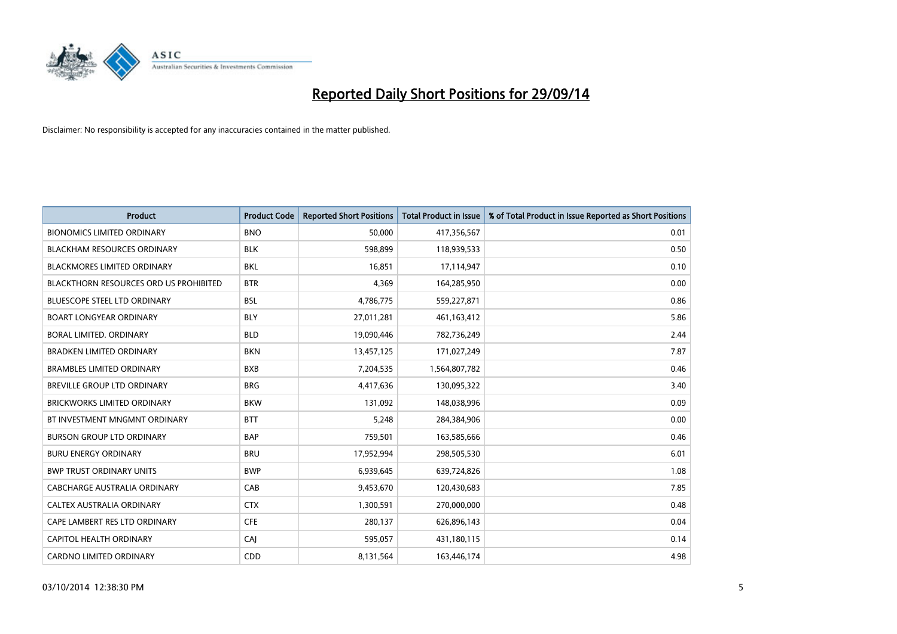# Reported Daily Short Positions for 29/09/14

Disclaimer: No responsibility is accepted for any inaccuracies contained in the matter published.

| Product | Product Code | Reported Short Positions | Total Product in Issue | % of Total Product in Issue Reported as Short Positions |
|---|---|---|---|---|
| BIONOMICS LIMITED ORDINARY | BNO | 50,000 | 417,356,567 | 0.01 |
| BLACKHAM RESOURCES ORDINARY | BLK | 598,899 | 118,939,533 | 0.50 |
| BLACKMORES LIMITED ORDINARY | BKL | 16,851 | 17,114,947 | 0.10 |
| BLACKTHORN RESOURCES ORD US PROHIBITED | BTR | 4,369 | 164,285,950 | 0.00 |
| BLUESCOPE STEEL LTD ORDINARY | BSL | 4,786,775 | 559,227,871 | 0.86 |
| BOART LONGYEAR ORDINARY | BLY | 27,011,281 | 461,163,412 | 5.86 |
| BORAL LIMITED. ORDINARY | BLD | 19,090,446 | 782,736,249 | 2.44 |
| BRADKEN LIMITED ORDINARY | BKN | 13,457,125 | 171,027,249 | 7.87 |
| BRAMBLES LIMITED ORDINARY | BXB | 7,204,535 | 1,564,807,782 | 0.46 |
| BREVILLE GROUP LTD ORDINARY | BRG | 4,417,636 | 130,095,322 | 3.40 |
| BRICKWORKS LIMITED ORDINARY | BKW | 131,092 | 148,038,996 | 0.09 |
| BT INVESTMENT MNGMNT ORDINARY | BTT | 5,248 | 284,384,906 | 0.00 |
| BURSON GROUP LTD ORDINARY | BAP | 759,501 | 163,585,666 | 0.46 |
| BURU ENERGY ORDINARY | BRU | 17,952,994 | 298,505,530 | 6.01 |
| BWP TRUST ORDINARY UNITS | BWP | 6,939,645 | 639,724,826 | 1.08 |
| CABCHARGE AUSTRALIA ORDINARY | CAB | 9,453,670 | 120,430,683 | 7.85 |
| CALTEX AUSTRALIA ORDINARY | CTX | 1,300,591 | 270,000,000 | 0.48 |
| CAPE LAMBERT RES LTD ORDINARY | CFE | 280,137 | 626,896,143 | 0.04 |
| CAPITOL HEALTH ORDINARY | CAJ | 595,057 | 431,180,115 | 0.14 |
| CARDNO LIMITED ORDINARY | CDD | 8,131,564 | 163,446,174 | 4.98 |

03/10/2014 12:38:30 PM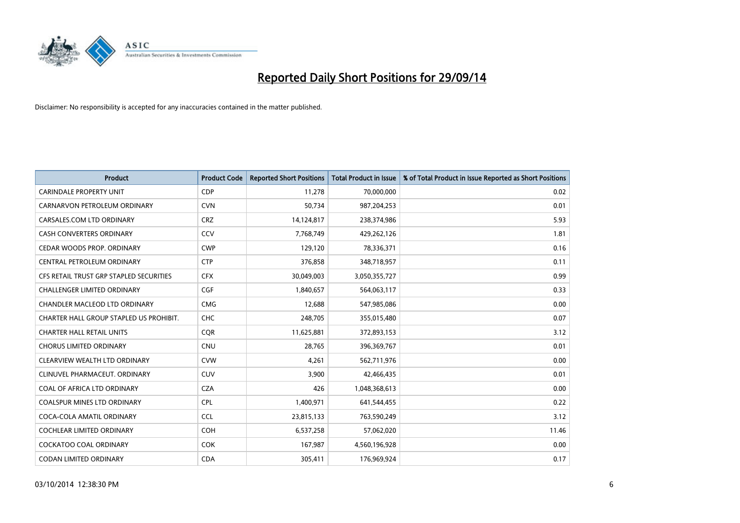# Reported Daily Short Positions for 29/09/14

Disclaimer: No responsibility is accepted for any inaccuracies contained in the matter published.

| Product | Product Code | Reported Short Positions | Total Product in Issue | % of Total Product in Issue Reported as Short Positions |
|---|---|---|---|---|
| CARINDALE PROPERTY UNIT | CDP | 11,278 | 70,000,000 | 0.02 |
| CARNARVON PETROLEUM ORDINARY | CVN | 50,734 | 987,204,253 | 0.01 |
| CARSALES.COM LTD ORDINARY | CRZ | 14,124,817 | 238,374,986 | 5.93 |
| CASH CONVERTERS ORDINARY | CCV | 7,768,749 | 429,262,126 | 1.81 |
| CEDAR WOODS PROP. ORDINARY | CWP | 129,120 | 78,336,371 | 0.16 |
| CENTRAL PETROLEUM ORDINARY | CTP | 376,858 | 348,718,957 | 0.11 |
| CFS RETAIL TRUST GRP STAPLED SECURITIES | CFX | 30,049,003 | 3,050,355,727 | 0.99 |
| CHALLENGER LIMITED ORDINARY | CGF | 1,840,657 | 564,063,117 | 0.33 |
| CHANDLER MACLEOD LTD ORDINARY | CMG | 12,688 | 547,985,086 | 0.00 |
| CHARTER HALL GROUP STAPLED US PROHIBIT. | CHC | 248,705 | 355,015,480 | 0.07 |
| CHARTER HALL RETAIL UNITS | CQR | 11,625,881 | 372,893,153 | 3.12 |
| CHORUS LIMITED ORDINARY | CNU | 28,765 | 396,369,767 | 0.01 |
| CLEARVIEW WEALTH LTD ORDINARY | CVW | 4,261 | 562,711,976 | 0.00 |
| CLINUVEL PHARMACEUT. ORDINARY | CUV | 3,900 | 42,466,435 | 0.01 |
| COAL OF AFRICA LTD ORDINARY | CZA | 426 | 1,048,368,613 | 0.00 |
| COALSPUR MINES LTD ORDINARY | CPL | 1,400,971 | 641,544,455 | 0.22 |
| COCA-COLA AMATIL ORDINARY | CCL | 23,815,133 | 763,590,249 | 3.12 |
| COCHLEAR LIMITED ORDINARY | COH | 6,537,258 | 57,062,020 | 11.46 |
| COCKATOO COAL ORDINARY | COK | 167,987 | 4,560,196,928 | 0.00 |
| CODAN LIMITED ORDINARY | CDA | 305,411 | 176,969,924 | 0.17 |

03/10/2014 12:38:30 PM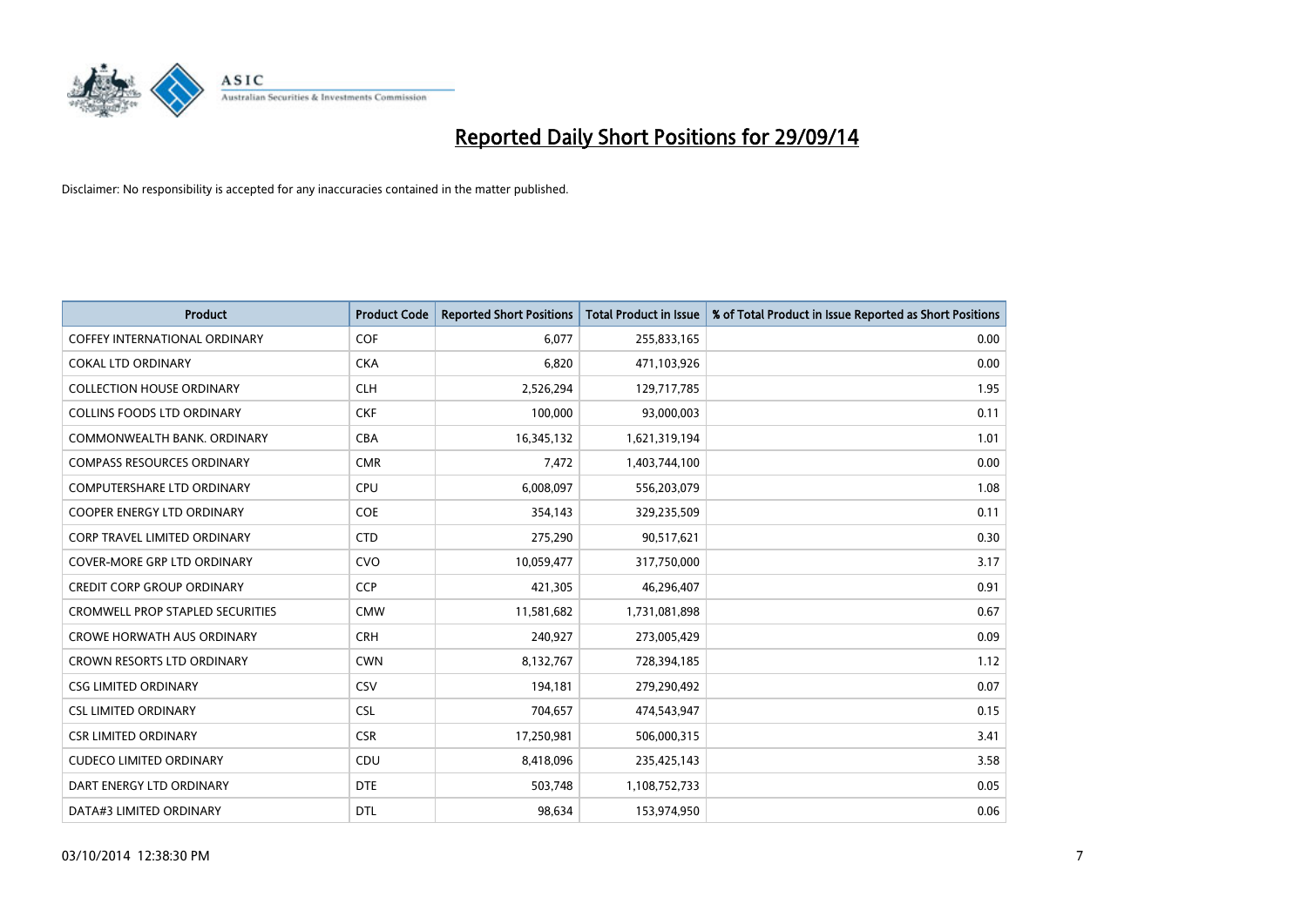# Reported Daily Short Positions for 29/09/14

Disclaimer: No responsibility is accepted for any inaccuracies contained in the matter published.

| Product | Product Code | Reported Short Positions | Total Product in Issue | % of Total Product in Issue Reported as Short Positions |
| --- | --- | --- | --- | --- |
| COFFEY INTERNATIONAL ORDINARY | COF | 6,077 | 255,833,165 | 0.00 |
| COKAL LTD ORDINARY | CKA | 6,820 | 471,103,926 | 0.00 |
| COLLECTION HOUSE ORDINARY | CLH | 2,526,294 | 129,717,785 | 1.95 |
| COLLINS FOODS LTD ORDINARY | CKF | 100,000 | 93,000,003 | 0.11 |
| COMMONWEALTH BANK. ORDINARY | CBA | 16,345,132 | 1,621,319,194 | 1.01 |
| COMPASS RESOURCES ORDINARY | CMR | 7,472 | 1,403,744,100 | 0.00 |
| COMPUTERSHARE LTD ORDINARY | CPU | 6,008,097 | 556,203,079 | 1.08 |
| COOPER ENERGY LTD ORDINARY | COE | 354,143 | 329,235,509 | 0.11 |
| CORP TRAVEL LIMITED ORDINARY | CTD | 275,290 | 90,517,621 | 0.30 |
| COVER-MORE GRP LTD ORDINARY | CVO | 10,059,477 | 317,750,000 | 3.17 |
| CREDIT CORP GROUP ORDINARY | CCP | 421,305 | 46,296,407 | 0.91 |
| CROMWELL PROP STAPLED SECURITIES | CMW | 11,581,682 | 1,731,081,898 | 0.67 |
| CROWE HORWATH AUS ORDINARY | CRH | 240,927 | 273,005,429 | 0.09 |
| CROWN RESORTS LTD ORDINARY | CWN | 8,132,767 | 728,394,185 | 1.12 |
| CSG LIMITED ORDINARY | CSV | 194,181 | 279,290,492 | 0.07 |
| CSL LIMITED ORDINARY | CSL | 704,657 | 474,543,947 | 0.15 |
| CSR LIMITED ORDINARY | CSR | 17,250,981 | 506,000,315 | 3.41 |
| CUDECO LIMITED ORDINARY | CDU | 8,418,096 | 235,425,143 | 3.58 |
| DART ENERGY LTD ORDINARY | DTE | 503,748 | 1,108,752,733 | 0.05 |
| DATA#3 LIMITED ORDINARY | DTL | 98,634 | 153,974,950 | 0.06 |

03/10/2014 12:38:30 PM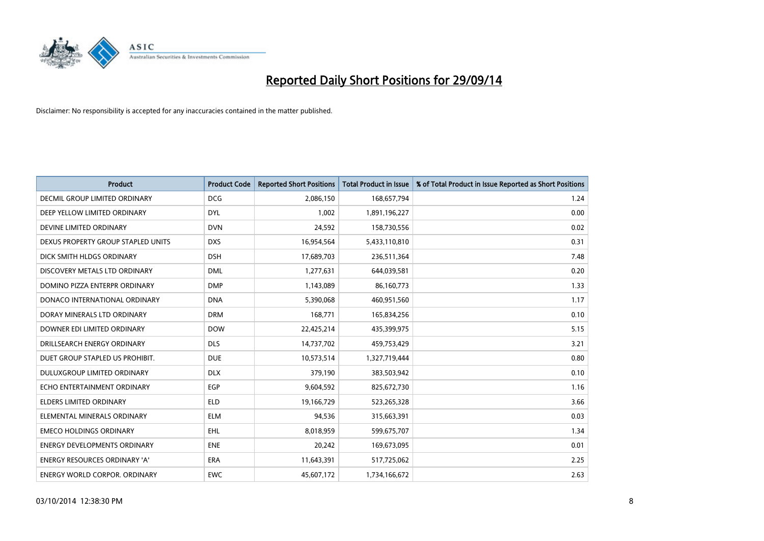# Reported Daily Short Positions for 29/09/14

Disclaimer: No responsibility is accepted for any inaccuracies contained in the matter published.

| Product | Product Code | Reported Short Positions | Total Product in Issue | % of Total Product in Issue Reported as Short Positions |
| --- | --- | --- | --- | --- |
| DECMIL GROUP LIMITED ORDINARY | DCG | 2,086,150 | 168,657,794 | 1.24 |
| DEEP YELLOW LIMITED ORDINARY | DYL | 1,002 | 1,891,196,227 | 0.00 |
| DEVINE LIMITED ORDINARY | DVN | 24,592 | 158,730,556 | 0.02 |
| DEXUS PROPERTY GROUP STAPLED UNITS | DXS | 16,954,564 | 5,433,110,810 | 0.31 |
| DICK SMITH HLDGS ORDINARY | DSH | 17,689,703 | 236,511,364 | 7.48 |
| DISCOVERY METALS LTD ORDINARY | DML | 1,277,631 | 644,039,581 | 0.20 |
| DOMINO PIZZA ENTERPR ORDINARY | DMP | 1,143,089 | 86,160,773 | 1.33 |
| DONACO INTERNATIONAL ORDINARY | DNA | 5,390,068 | 460,951,560 | 1.17 |
| DORAY MINERALS LTD ORDINARY | DRM | 168,771 | 165,834,256 | 0.10 |
| DOWNER EDI LIMITED ORDINARY | DOW | 22,425,214 | 435,399,975 | 5.15 |
| DRILLSEARCH ENERGY ORDINARY | DLS | 14,737,702 | 459,753,429 | 3.21 |
| DUET GROUP STAPLED US PROHIBIT. | DUE | 10,573,514 | 1,327,719,444 | 0.80 |
| DULUXGROUP LIMITED ORDINARY | DLX | 379,190 | 383,503,942 | 0.10 |
| ECHO ENTERTAINMENT ORDINARY | EGP | 9,604,592 | 825,672,730 | 1.16 |
| ELDERS LIMITED ORDINARY | ELD | 19,166,729 | 523,265,328 | 3.66 |
| ELEMENTAL MINERALS ORDINARY | ELM | 94,536 | 315,663,391 | 0.03 |
| EMECO HOLDINGS ORDINARY | EHL | 8,018,959 | 599,675,707 | 1.34 |
| ENERGY DEVELOPMENTS ORDINARY | ENE | 20,242 | 169,673,095 | 0.01 |
| ENERGY RESOURCES ORDINARY 'A' | ERA | 11,643,391 | 517,725,062 | 2.25 |
| ENERGY WORLD CORPOR. ORDINARY | EWC | 45,607,172 | 1,734,166,672 | 2.63 |

03/10/2014 12:38:30 PM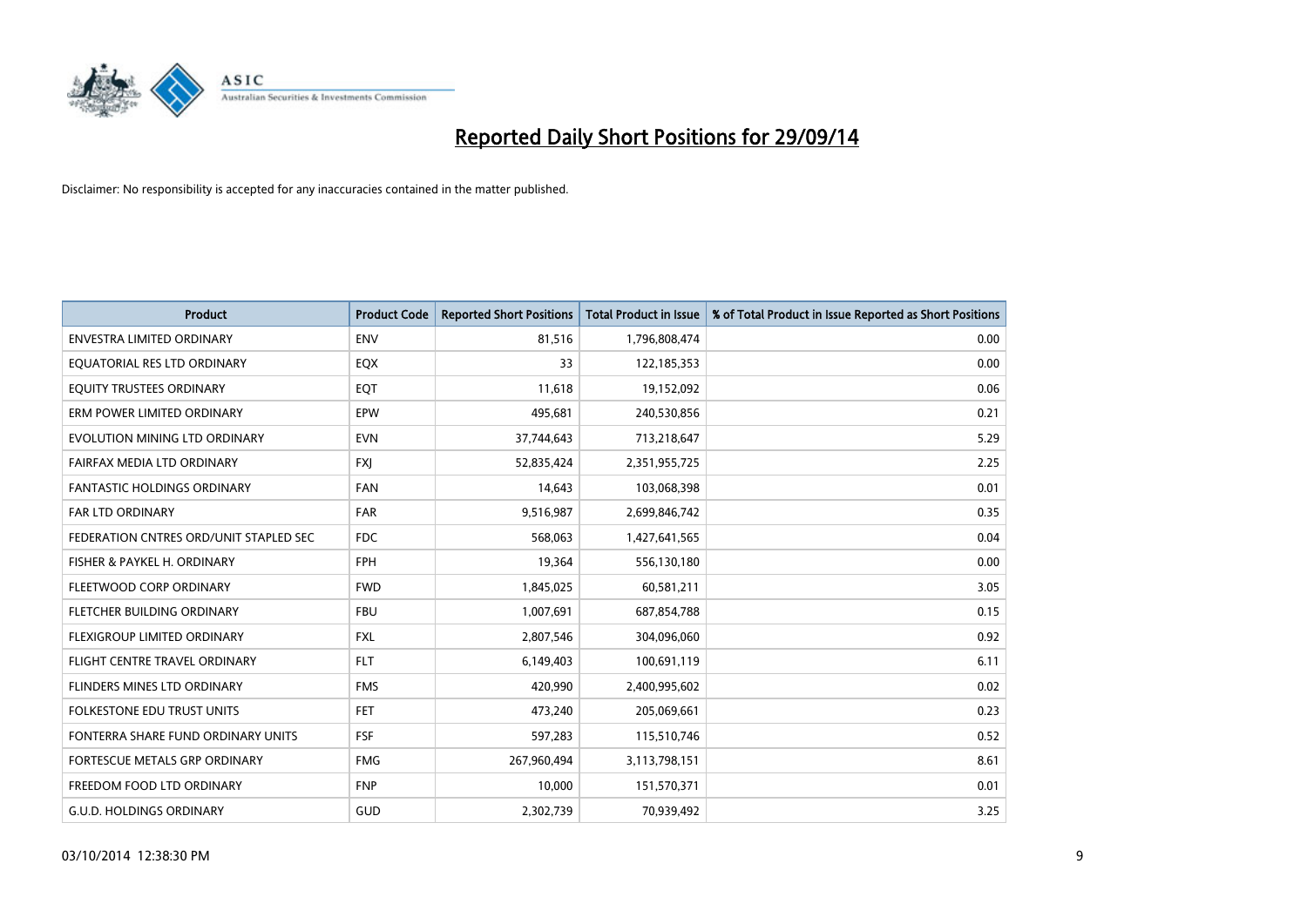# Reported Daily Short Positions for 29/09/14

Disclaimer: No responsibility is accepted for any inaccuracies contained in the matter published.

| Product | Product Code | Reported Short Positions | Total Product in Issue | % of Total Product in Issue Reported as Short Positions |
|---|---|---|---|---|
| ENVESTRA LIMITED ORDINARY | ENV | 81,516 | 1,796,808,474 | 0.00 |
| EQUATORIAL RES LTD ORDINARY | EQX | 33 | 122,185,353 | 0.00 |
| EQUITY TRUSTEES ORDINARY | EQT | 11,618 | 19,152,092 | 0.06 |
| ERM POWER LIMITED ORDINARY | EPW | 495,681 | 240,530,856 | 0.21 |
| EVOLUTION MINING LTD ORDINARY | EVN | 37,744,643 | 713,218,647 | 5.29 |
| FAIRFAX MEDIA LTD ORDINARY | FXJ | 52,835,424 | 2,351,955,725 | 2.25 |
| FANTASTIC HOLDINGS ORDINARY | FAN | 14,643 | 103,068,398 | 0.01 |
| FAR LTD ORDINARY | FAR | 9,516,987 | 2,699,846,742 | 0.35 |
| FEDERATION CNTRES ORD/UNIT STAPLED SEC | FDC | 568,063 | 1,427,641,565 | 0.04 |
| FISHER & PAYKEL H. ORDINARY | FPH | 19,364 | 556,130,180 | 0.00 |
| FLEETWOOD CORP ORDINARY | FWD | 1,845,025 | 60,581,211 | 3.05 |
| FLETCHER BUILDING ORDINARY | FBU | 1,007,691 | 687,854,788 | 0.15 |
| FLEXIGROUP LIMITED ORDINARY | FXL | 2,807,546 | 304,096,060 | 0.92 |
| FLIGHT CENTRE TRAVEL ORDINARY | FLT | 6,149,403 | 100,691,119 | 6.11 |
| FLINDERS MINES LTD ORDINARY | FMS | 420,990 | 2,400,995,602 | 0.02 |
| FOLKESTONE EDU TRUST UNITS | FET | 473,240 | 205,069,661 | 0.23 |
| FONTERRA SHARE FUND ORDINARY UNITS | FSF | 597,283 | 115,510,746 | 0.52 |
| FORTESCUE METALS GRP ORDINARY | FMG | 267,960,494 | 3,113,798,151 | 8.61 |
| FREEDOM FOOD LTD ORDINARY | FNP | 10,000 | 151,570,371 | 0.01 |
| G.U.D. HOLDINGS ORDINARY | GUD | 2,302,739 | 70,939,492 | 3.25 |

03/10/2014 12:38:30 PM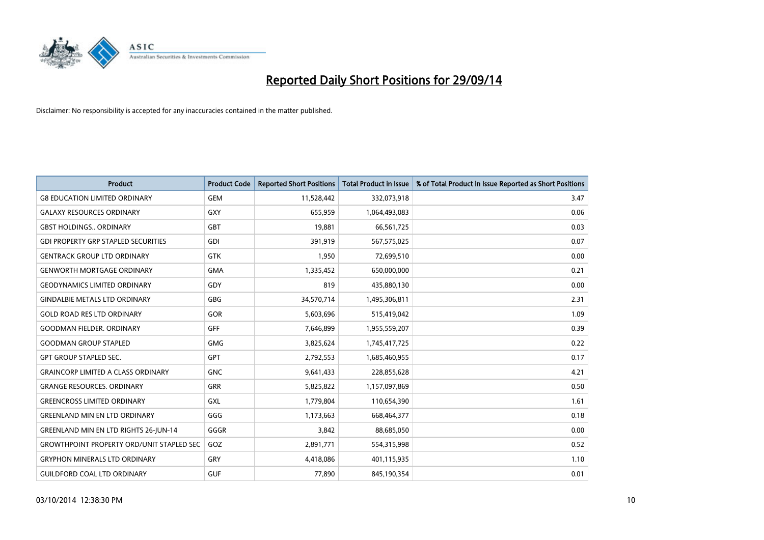# Reported Daily Short Positions for 29/09/14

Disclaimer: No responsibility is accepted for any inaccuracies contained in the matter published.

| Product | Product Code | Reported Short Positions | Total Product in Issue | % of Total Product in Issue Reported as Short Positions |
|---|---|---|---|---|
| G8 EDUCATION LIMITED ORDINARY | GEM | 11,528,442 | 332,073,918 | 3.47 |
| GALAXY RESOURCES ORDINARY | GXY | 655,959 | 1,064,493,083 | 0.06 |
| GBST HOLDINGS.. ORDINARY | GBT | 19,881 | 66,561,725 | 0.03 |
| GDI PROPERTY GRP STAPLED SECURITIES | GDI | 391,919 | 567,575,025 | 0.07 |
| GENTRACK GROUP LTD ORDINARY | GTK | 1,950 | 72,699,510 | 0.00 |
| GENWORTH MORTGAGE ORDINARY | GMA | 1,335,452 | 650,000,000 | 0.21 |
| GEODYNAMICS LIMITED ORDINARY | GDY | 819 | 435,880,130 | 0.00 |
| GINDALBIE METALS LTD ORDINARY | GBG | 34,570,714 | 1,495,306,811 | 2.31 |
| GOLD ROAD RES LTD ORDINARY | GOR | 5,603,696 | 515,419,042 | 1.09 |
| GOODMAN FIELDER. ORDINARY | GFF | 7,646,899 | 1,955,559,207 | 0.39 |
| GOODMAN GROUP STAPLED | GMG | 3,825,624 | 1,745,417,725 | 0.22 |
| GPT GROUP STAPLED SEC. | GPT | 2,792,553 | 1,685,460,955 | 0.17 |
| GRAINCORP LIMITED A CLASS ORDINARY | GNC | 9,641,433 | 228,855,628 | 4.21 |
| GRANGE RESOURCES. ORDINARY | GRR | 5,825,822 | 1,157,097,869 | 0.50 |
| GREENCROSS LIMITED ORDINARY | GXL | 1,779,804 | 110,654,390 | 1.61 |
| GREENLAND MIN EN LTD ORDINARY | GGG | 1,173,663 | 668,464,377 | 0.18 |
| GREENLAND MIN EN LTD RIGHTS 26-JUN-14 | GGGR | 3,842 | 88,685,050 | 0.00 |
| GROWTHPOINT PROPERTY ORD/UNIT STAPLED SEC | GOZ | 2,891,771 | 554,315,998 | 0.52 |
| GRYPHON MINERALS LTD ORDINARY | GRY | 4,418,086 | 401,115,935 | 1.10 |
| GUILDFORD COAL LTD ORDINARY | GUF | 77,890 | 845,190,354 | 0.01 |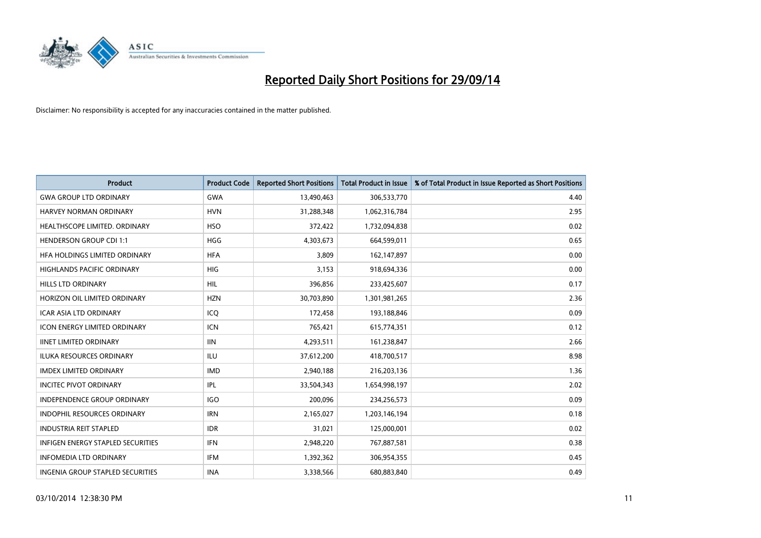# Reported Daily Short Positions for 29/09/14

Disclaimer: No responsibility is accepted for any inaccuracies contained in the matter published.

| Product | Product Code | Reported Short Positions | Total Product in Issue | % of Total Product in Issue Reported as Short Positions |
|---|---|---|---|---|
| GWA GROUP LTD ORDINARY | GWA | 13,490,463 | 306,533,770 | 4.40 |
| HARVEY NORMAN ORDINARY | HVN | 31,288,348 | 1,062,316,784 | 2.95 |
| HEALTHSCOPE LIMITED. ORDINARY | HSO | 372,422 | 1,732,094,838 | 0.02 |
| HENDERSON GROUP CDI 1:1 | HGG | 4,303,673 | 664,599,011 | 0.65 |
| HFA HOLDINGS LIMITED ORDINARY | HFA | 3,809 | 162,147,897 | 0.00 |
| HIGHLANDS PACIFIC ORDINARY | HIG | 3,153 | 918,694,336 | 0.00 |
| HILLS LTD ORDINARY | HIL | 396,856 | 233,425,607 | 0.17 |
| HORIZON OIL LIMITED ORDINARY | HZN | 30,703,890 | 1,301,981,265 | 2.36 |
| ICAR ASIA LTD ORDINARY | ICQ | 172,458 | 193,188,846 | 0.09 |
| ICON ENERGY LIMITED ORDINARY | ICN | 765,421 | 615,774,351 | 0.12 |
| IINET LIMITED ORDINARY | IIN | 4,293,511 | 161,238,847 | 2.66 |
| ILUKA RESOURCES ORDINARY | ILU | 37,612,200 | 418,700,517 | 8.98 |
| IMDEX LIMITED ORDINARY | IMD | 2,940,188 | 216,203,136 | 1.36 |
| INCITEC PIVOT ORDINARY | IPL | 33,504,343 | 1,654,998,197 | 2.02 |
| INDEPENDENCE GROUP ORDINARY | IGO | 200,096 | 234,256,573 | 0.09 |
| INDOPHIL RESOURCES ORDINARY | IRN | 2,165,027 | 1,203,146,194 | 0.18 |
| INDUSTRIA REIT STAPLED | IDR | 31,021 | 125,000,001 | 0.02 |
| INFIGEN ENERGY STAPLED SECURITIES | IFN | 2,948,220 | 767,887,581 | 0.38 |
| INFOMEDIA LTD ORDINARY | IFM | 1,392,362 | 306,954,355 | 0.45 |
| INGENIA GROUP STAPLED SECURITIES | INA | 3,338,566 | 680,883,840 | 0.49 |

03/10/2014 12:38:30 PM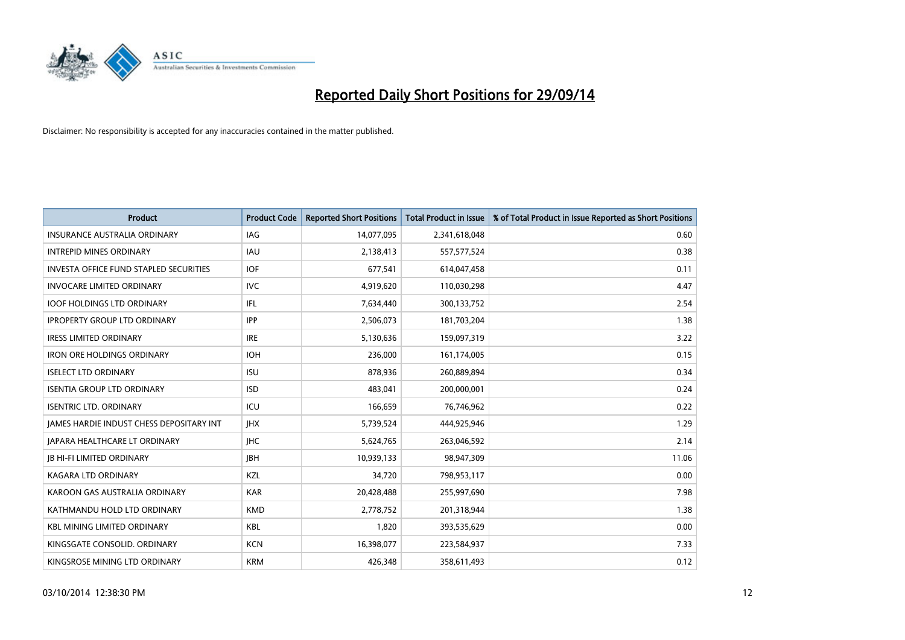# Reported Daily Short Positions for 29/09/14

Disclaimer: No responsibility is accepted for any inaccuracies contained in the matter published.

| Product | Product Code | Reported Short Positions | Total Product in Issue | % of Total Product in Issue Reported as Short Positions |
|---|---|---|---|---|
| INSURANCE AUSTRALIA ORDINARY | IAG | 14,077,095 | 2,341,618,048 | 0.60 |
| INTREPID MINES ORDINARY | IAU | 2,138,413 | 557,577,524 | 0.38 |
| INVESTA OFFICE FUND STAPLED SECURITIES | IOF | 677,541 | 614,047,458 | 0.11 |
| INVOCARE LIMITED ORDINARY | IVC | 4,919,620 | 110,030,298 | 4.47 |
| IOOF HOLDINGS LTD ORDINARY | IFL | 7,634,440 | 300,133,752 | 2.54 |
| IPROPERTY GROUP LTD ORDINARY | IPP | 2,506,073 | 181,703,204 | 1.38 |
| IRESS LIMITED ORDINARY | IRE | 5,130,636 | 159,097,319 | 3.22 |
| IRON ORE HOLDINGS ORDINARY | IOH | 236,000 | 161,174,005 | 0.15 |
| ISELECT LTD ORDINARY | ISU | 878,936 | 260,889,894 | 0.34 |
| ISENTIA GROUP LTD ORDINARY | ISD | 483,041 | 200,000,001 | 0.24 |
| ISENTRIC LTD. ORDINARY | ICU | 166,659 | 76,746,962 | 0.22 |
| JAMES HARDIE INDUST CHESS DEPOSITARY INT | JHX | 5,739,524 | 444,925,946 | 1.29 |
| JAPARA HEALTHCARE LT ORDINARY | JHC | 5,624,765 | 263,046,592 | 2.14 |
| JB HI-FI LIMITED ORDINARY | JBH | 10,939,133 | 98,947,309 | 11.06 |
| KAGARA LTD ORDINARY | KZL | 34,720 | 798,953,117 | 0.00 |
| KAROON GAS AUSTRALIA ORDINARY | KAR | 20,428,488 | 255,997,690 | 7.98 |
| KATHMANDU HOLD LTD ORDINARY | KMD | 2,778,752 | 201,318,944 | 1.38 |
| KBL MINING LIMITED ORDINARY | KBL | 1,820 | 393,535,629 | 0.00 |
| KINGSGATE CONSOLID. ORDINARY | KCN | 16,398,077 | 223,584,937 | 7.33 |
| KINGSROSE MINING LTD ORDINARY | KRM | 426,348 | 358,611,493 | 0.12 |

03/10/2014 12:38:30 PM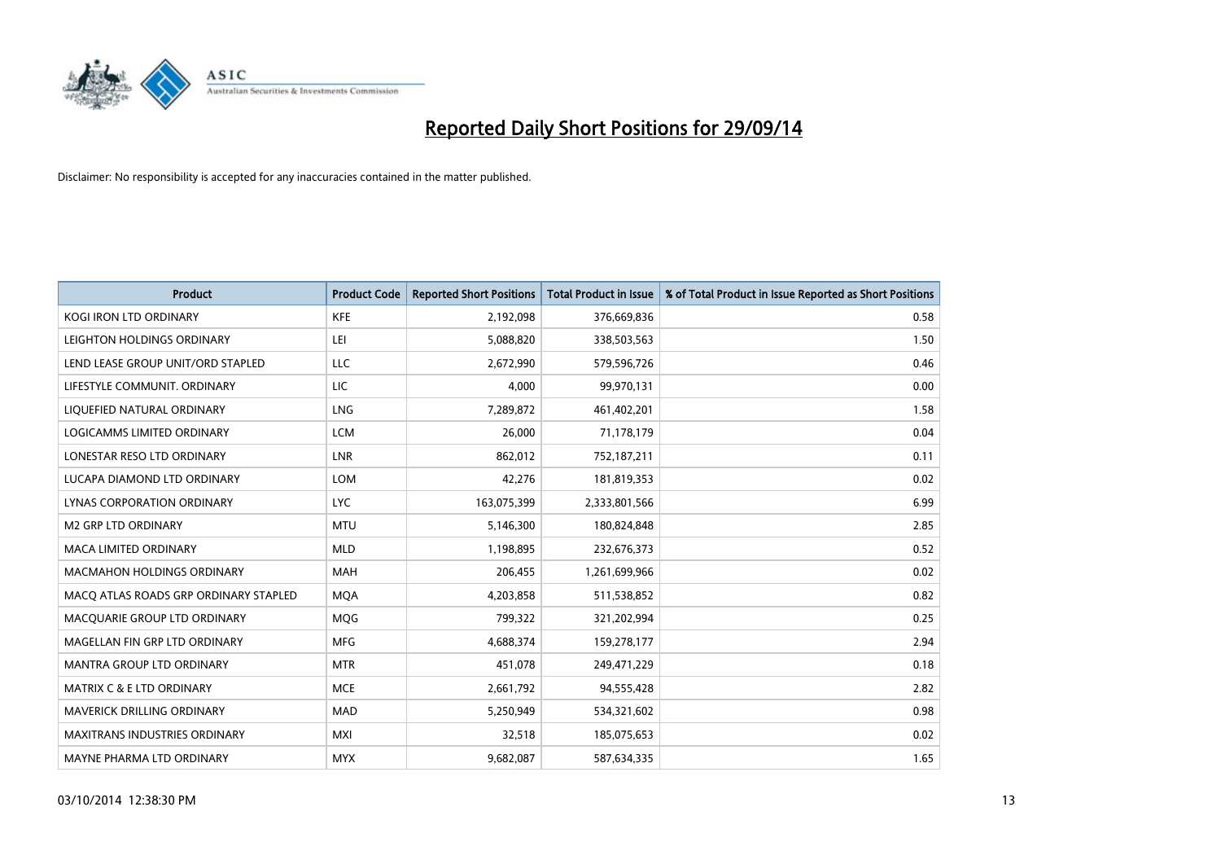# Reported Daily Short Positions for 29/09/14

Disclaimer: No responsibility is accepted for any inaccuracies contained in the matter published.

| Product | Product Code | Reported Short Positions | Total Product in Issue | % of Total Product in Issue Reported as Short Positions |
|---|---|---|---|---|
| KOGI IRON LTD ORDINARY | KFE | 2,192,098 | 376,669,836 | 0.58 |
| LEIGHTON HOLDINGS ORDINARY | LEI | 5,088,820 | 338,503,563 | 1.50 |
| LEND LEASE GROUP UNIT/ORD STAPLED | LLC | 2,672,990 | 579,596,726 | 0.46 |
| LIFESTYLE COMMUNIT. ORDINARY | LIC | 4,000 | 99,970,131 | 0.00 |
| LIQUEFIED NATURAL ORDINARY | LNG | 7,289,872 | 461,402,201 | 1.58 |
| LOGICAMMS LIMITED ORDINARY | LCM | 26,000 | 71,178,179 | 0.04 |
| LONESTAR RESO LTD ORDINARY | LNR | 862,012 | 752,187,211 | 0.11 |
| LUCAPA DIAMOND LTD ORDINARY | LOM | 42,276 | 181,819,353 | 0.02 |
| LYNAS CORPORATION ORDINARY | LYC | 163,075,399 | 2,333,801,566 | 6.99 |
| M2 GRP LTD ORDINARY | MTU | 5,146,300 | 180,824,848 | 2.85 |
| MACA LIMITED ORDINARY | MLD | 1,198,895 | 232,676,373 | 0.52 |
| MACMAHON HOLDINGS ORDINARY | MAH | 206,455 | 1,261,699,966 | 0.02 |
| MACQ ATLAS ROADS GRP ORDINARY STAPLED | MQA | 4,203,858 | 511,538,852 | 0.82 |
| MACQUARIE GROUP LTD ORDINARY | MQG | 799,322 | 321,202,994 | 0.25 |
| MAGELLAN FIN GRP LTD ORDINARY | MFG | 4,688,374 | 159,278,177 | 2.94 |
| MANTRA GROUP LTD ORDINARY | MTR | 451,078 | 249,471,229 | 0.18 |
| MATRIX C & E LTD ORDINARY | MCE | 2,661,792 | 94,555,428 | 2.82 |
| MAVERICK DRILLING ORDINARY | MAD | 5,250,949 | 534,321,602 | 0.98 |
| MAXITRANS INDUSTRIES ORDINARY | MXI | 32,518 | 185,075,653 | 0.02 |
| MAYNE PHARMA LTD ORDINARY | MYX | 9,682,087 | 587,634,335 | 1.65 |

03/10/2014 12:38:30 PM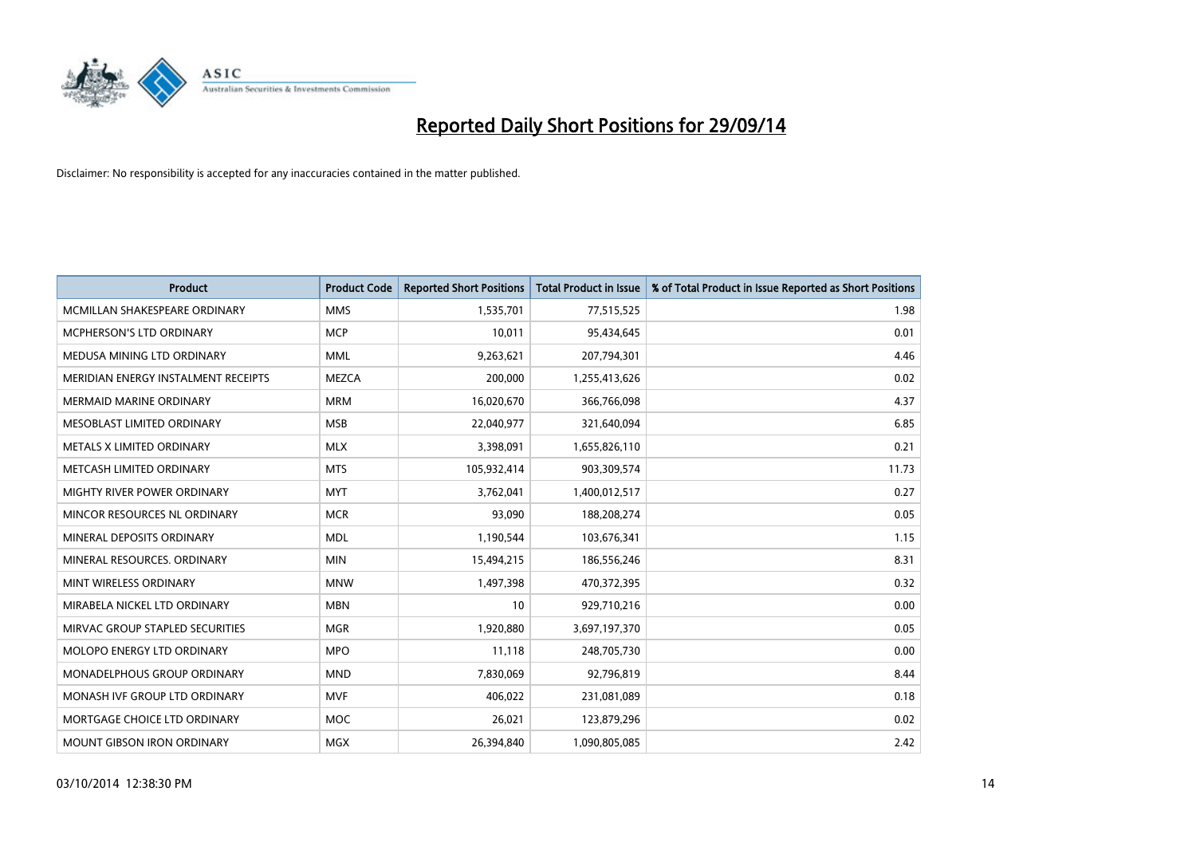# Reported Daily Short Positions for 29/09/14

Disclaimer: No responsibility is accepted for any inaccuracies contained in the matter published.

| Product | Product Code | Reported Short Positions | Total Product in Issue | % of Total Product in Issue Reported as Short Positions |
|---|---|---|---|---|
| MCMILLAN SHAKESPEARE ORDINARY | MMS | 1,535,701 | 77,515,525 | 1.98 |
| MCPHERSON'S LTD ORDINARY | MCP | 10,011 | 95,434,645 | 0.01 |
| MEDUSA MINING LTD ORDINARY | MML | 9,263,621 | 207,794,301 | 4.46 |
| MERIDIAN ENERGY INSTALMENT RECEIPTS | MEZCA | 200,000 | 1,255,413,626 | 0.02 |
| MERMAID MARINE ORDINARY | MRM | 16,020,670 | 366,766,098 | 4.37 |
| MESOBLAST LIMITED ORDINARY | MSB | 22,040,977 | 321,640,094 | 6.85 |
| METALS X LIMITED ORDINARY | MLX | 3,398,091 | 1,655,826,110 | 0.21 |
| METCASH LIMITED ORDINARY | MTS | 105,932,414 | 903,309,574 | 11.73 |
| MIGHTY RIVER POWER ORDINARY | MYT | 3,762,041 | 1,400,012,517 | 0.27 |
| MINCOR RESOURCES NL ORDINARY | MCR | 93,090 | 188,208,274 | 0.05 |
| MINERAL DEPOSITS ORDINARY | MDL | 1,190,544 | 103,676,341 | 1.15 |
| MINERAL RESOURCES. ORDINARY | MIN | 15,494,215 | 186,556,246 | 8.31 |
| MINT WIRELESS ORDINARY | MNW | 1,497,398 | 470,372,395 | 0.32 |
| MIRABELA NICKEL LTD ORDINARY | MBN | 10 | 929,710,216 | 0.00 |
| MIRVAC GROUP STAPLED SECURITIES | MGR | 1,920,880 | 3,697,197,370 | 0.05 |
| MOLOPO ENERGY LTD ORDINARY | MPO | 11,118 | 248,705,730 | 0.00 |
| MONADELPHOUS GROUP ORDINARY | MND | 7,830,069 | 92,796,819 | 8.44 |
| MONASH IVF GROUP LTD ORDINARY | MVF | 406,022 | 231,081,089 | 0.18 |
| MORTGAGE CHOICE LTD ORDINARY | MOC | 26,021 | 123,879,296 | 0.02 |
| MOUNT GIBSON IRON ORDINARY | MGX | 26,394,840 | 1,090,805,085 | 2.42 |

03/10/2014 12:38:30 PM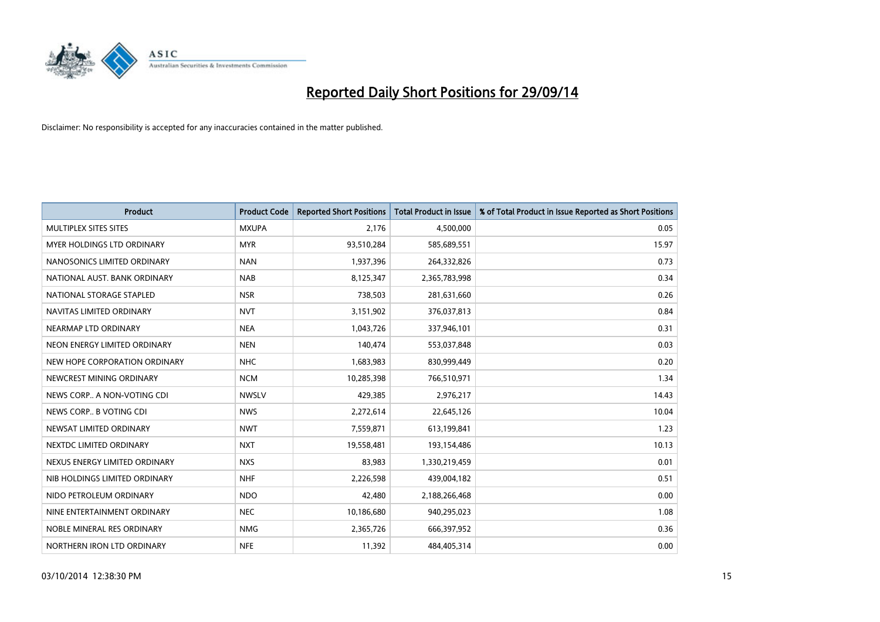# Reported Daily Short Positions for 29/09/14

Disclaimer: No responsibility is accepted for any inaccuracies contained in the matter published.

| Product | Product Code | Reported Short Positions | Total Product in Issue | % of Total Product in Issue Reported as Short Positions |
|---|---|---|---|---|
| MULTIPLEX SITES SITES | MXUPA | 2,176 | 4,500,000 | 0.05 |
| MYER HOLDINGS LTD ORDINARY | MYR | 93,510,284 | 585,689,551 | 15.97 |
| NANOSONICS LIMITED ORDINARY | NAN | 1,937,396 | 264,332,826 | 0.73 |
| NATIONAL AUST. BANK ORDINARY | NAB | 8,125,347 | 2,365,783,998 | 0.34 |
| NATIONAL STORAGE STAPLED | NSR | 738,503 | 281,631,660 | 0.26 |
| NAVITAS LIMITED ORDINARY | NVT | 3,151,902 | 376,037,813 | 0.84 |
| NEARMAP LTD ORDINARY | NEA | 1,043,726 | 337,946,101 | 0.31 |
| NEON ENERGY LIMITED ORDINARY | NEN | 140,474 | 553,037,848 | 0.03 |
| NEW HOPE CORPORATION ORDINARY | NHC | 1,683,983 | 830,999,449 | 0.20 |
| NEWCREST MINING ORDINARY | NCM | 10,285,398 | 766,510,971 | 1.34 |
| NEWS CORP.. A NON-VOTING CDI | NWSLV | 429,385 | 2,976,217 | 14.43 |
| NEWS CORP.. B VOTING CDI | NWS | 2,272,614 | 22,645,126 | 10.04 |
| NEWSAT LIMITED ORDINARY | NWT | 7,559,871 | 613,199,841 | 1.23 |
| NEXTDC LIMITED ORDINARY | NXT | 19,558,481 | 193,154,486 | 10.13 |
| NEXUS ENERGY LIMITED ORDINARY | NXS | 83,983 | 1,330,219,459 | 0.01 |
| NIB HOLDINGS LIMITED ORDINARY | NHF | 2,226,598 | 439,004,182 | 0.51 |
| NIDO PETROLEUM ORDINARY | NDO | 42,480 | 2,188,266,468 | 0.00 |
| NINE ENTERTAINMENT ORDINARY | NEC | 10,186,680 | 940,295,023 | 1.08 |
| NOBLE MINERAL RES ORDINARY | NMG | 2,365,726 | 666,397,952 | 0.36 |
| NORTHERN IRON LTD ORDINARY | NFE | 11,392 | 484,405,314 | 0.00 |

03/10/2014 12:38:30 PM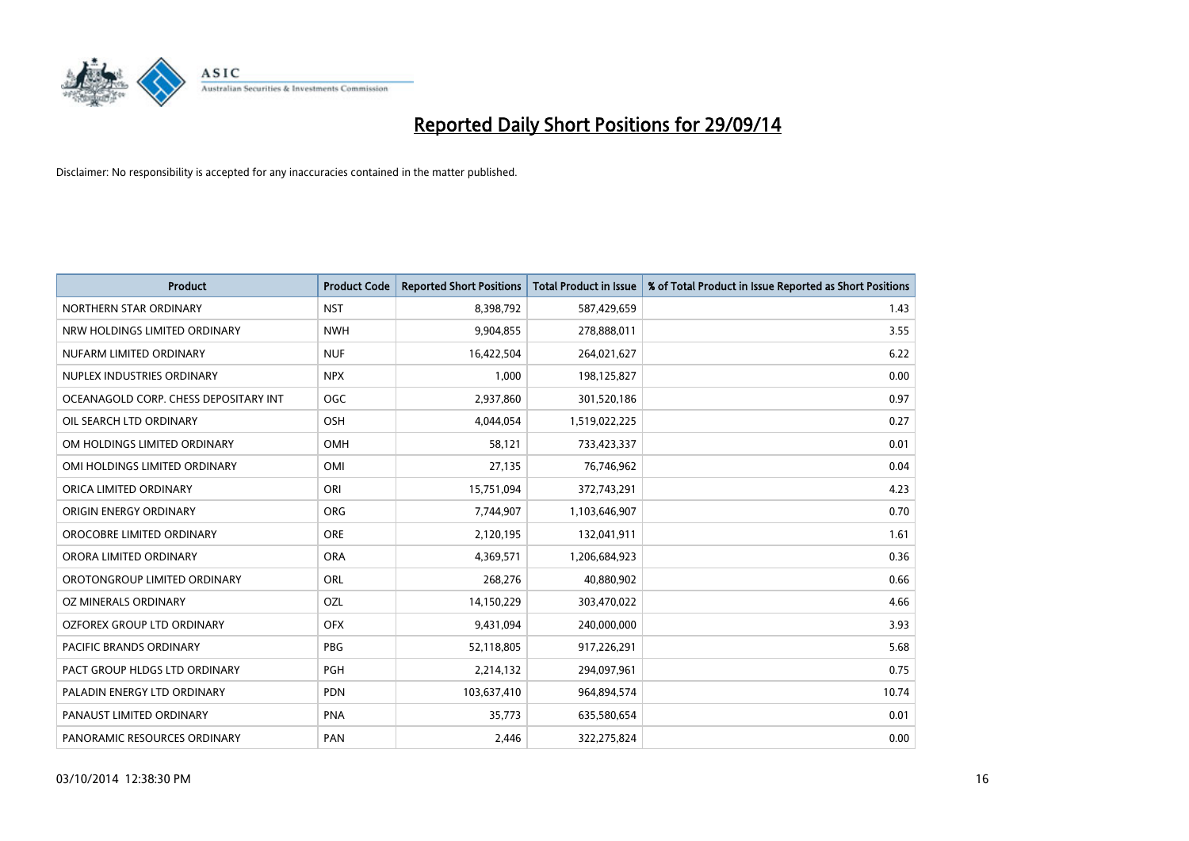# Reported Daily Short Positions for 29/09/14

Disclaimer: No responsibility is accepted for any inaccuracies contained in the matter published.

| Product | Product Code | Reported Short Positions | Total Product in Issue | % of Total Product in Issue Reported as Short Positions |
|---|---|---|---|---|
| NORTHERN STAR ORDINARY | NST | 8,398,792 | 587,429,659 | 1.43 |
| NRW HOLDINGS LIMITED ORDINARY | NWH | 9,904,855 | 278,888,011 | 3.55 |
| NUFARM LIMITED ORDINARY | NUF | 16,422,504 | 264,021,627 | 6.22 |
| NUPLEX INDUSTRIES ORDINARY | NPX | 1,000 | 198,125,827 | 0.00 |
| OCEANAGOLD CORP. CHESS DEPOSITARY INT | OGC | 2,937,860 | 301,520,186 | 0.97 |
| OIL SEARCH LTD ORDINARY | OSH | 4,044,054 | 1,519,022,225 | 0.27 |
| OM HOLDINGS LIMITED ORDINARY | OMH | 58,121 | 733,423,337 | 0.01 |
| OMI HOLDINGS LIMITED ORDINARY | OMI | 27,135 | 76,746,962 | 0.04 |
| ORICA LIMITED ORDINARY | ORI | 15,751,094 | 372,743,291 | 4.23 |
| ORIGIN ENERGY ORDINARY | ORG | 7,744,907 | 1,103,646,907 | 0.70 |
| OROCOBRE LIMITED ORDINARY | ORE | 2,120,195 | 132,041,911 | 1.61 |
| ORORA LIMITED ORDINARY | ORA | 4,369,571 | 1,206,684,923 | 0.36 |
| OROTONGROUP LIMITED ORDINARY | ORL | 268,276 | 40,880,902 | 0.66 |
| OZ MINERALS ORDINARY | OZL | 14,150,229 | 303,470,022 | 4.66 |
| OZFOREX GROUP LTD ORDINARY | OFX | 9,431,094 | 240,000,000 | 3.93 |
| PACIFIC BRANDS ORDINARY | PBG | 52,118,805 | 917,226,291 | 5.68 |
| PACT GROUP HLDGS LTD ORDINARY | PGH | 2,214,132 | 294,097,961 | 0.75 |
| PALADIN ENERGY LTD ORDINARY | PDN | 103,637,410 | 964,894,574 | 10.74 |
| PANAUST LIMITED ORDINARY | PNA | 35,773 | 635,580,654 | 0.01 |
| PANORAMIC RESOURCES ORDINARY | PAN | 2,446 | 322,275,824 | 0.00 |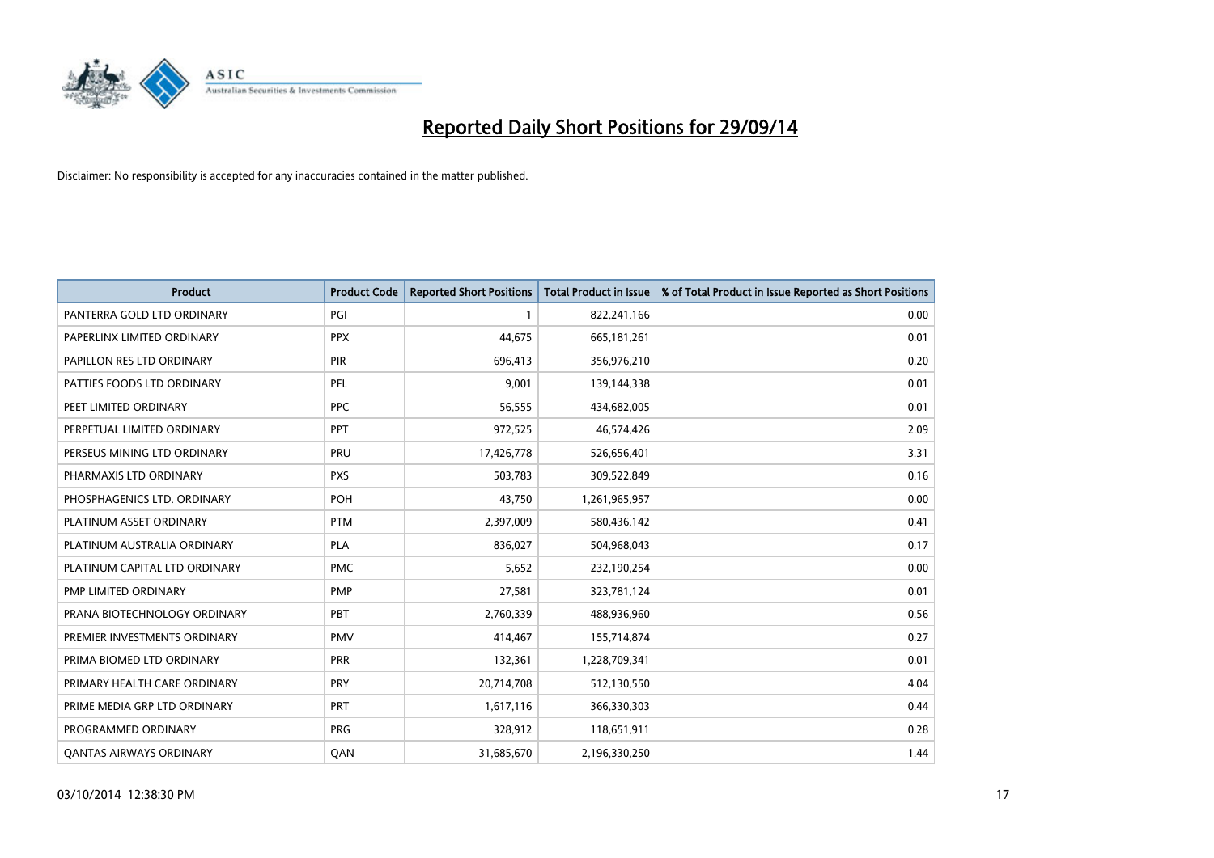# Reported Daily Short Positions for 29/09/14

Disclaimer: No responsibility is accepted for any inaccuracies contained in the matter published.

| Product | Product Code | Reported Short Positions | Total Product in Issue | % of Total Product in Issue Reported as Short Positions |
|---|---|---|---|---|
| PANTERRA GOLD LTD ORDINARY | PGI | 1 | 822,241,166 | 0.00 |
| PAPERLINX LIMITED ORDINARY | PPX | 44,675 | 665,181,261 | 0.01 |
| PAPILLON RES LTD ORDINARY | PIR | 696,413 | 356,976,210 | 0.20 |
| PATTIES FOODS LTD ORDINARY | PFL | 9,001 | 139,144,338 | 0.01 |
| PEET LIMITED ORDINARY | PPC | 56,555 | 434,682,005 | 0.01 |
| PERPETUAL LIMITED ORDINARY | PPT | 972,525 | 46,574,426 | 2.09 |
| PERSEUS MINING LTD ORDINARY | PRU | 17,426,778 | 526,656,401 | 3.31 |
| PHARMAXIS LTD ORDINARY | PXS | 503,783 | 309,522,849 | 0.16 |
| PHOSPHAGENICS LTD. ORDINARY | POH | 43,750 | 1,261,965,957 | 0.00 |
| PLATINUM ASSET ORDINARY | PTM | 2,397,009 | 580,436,142 | 0.41 |
| PLATINUM AUSTRALIA ORDINARY | PLA | 836,027 | 504,968,043 | 0.17 |
| PLATINUM CAPITAL LTD ORDINARY | PMC | 5,652 | 232,190,254 | 0.00 |
| PMP LIMITED ORDINARY | PMP | 27,581 | 323,781,124 | 0.01 |
| PRANA BIOTECHNOLOGY ORDINARY | PBT | 2,760,339 | 488,936,960 | 0.56 |
| PREMIER INVESTMENTS ORDINARY | PMV | 414,467 | 155,714,874 | 0.27 |
| PRIMA BIOMED LTD ORDINARY | PRR | 132,361 | 1,228,709,341 | 0.01 |
| PRIMARY HEALTH CARE ORDINARY | PRY | 20,714,708 | 512,130,550 | 4.04 |
| PRIME MEDIA GRP LTD ORDINARY | PRT | 1,617,116 | 366,330,303 | 0.44 |
| PROGRAMMED ORDINARY | PRG | 328,912 | 118,651,911 | 0.28 |
| QANTAS AIRWAYS ORDINARY | QAN | 31,685,670 | 2,196,330,250 | 1.44 |

03/10/2014 12:38:30 PM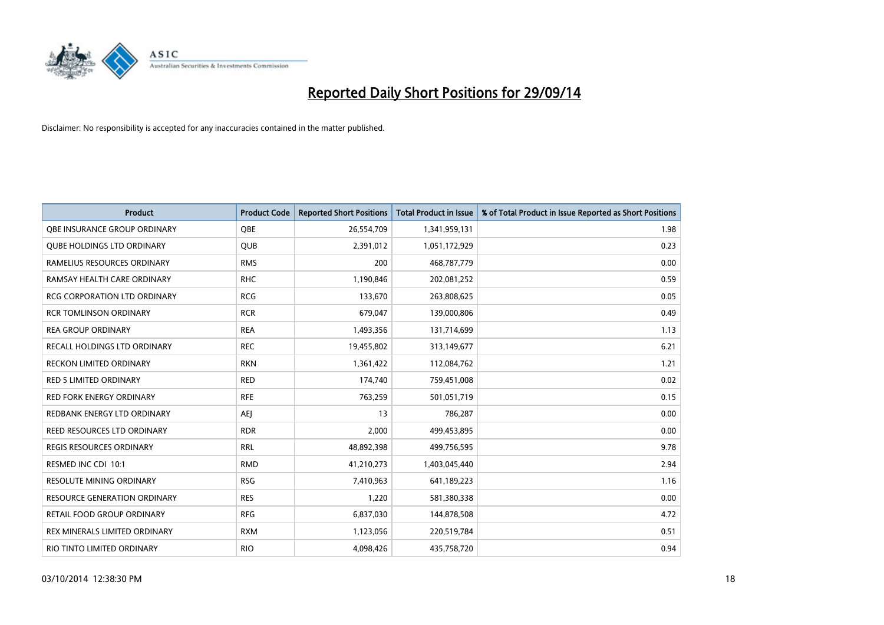# Reported Daily Short Positions for 29/09/14

Disclaimer: No responsibility is accepted for any inaccuracies contained in the matter published.

| Product | Product Code | Reported Short Positions | Total Product in Issue | % of Total Product in Issue Reported as Short Positions |
| --- | --- | --- | --- | --- |
| QBE INSURANCE GROUP ORDINARY | QBE | 26,554,709 | 1,341,959,131 | 1.98 |
| QUBE HOLDINGS LTD ORDINARY | QUB | 2,391,012 | 1,051,172,929 | 0.23 |
| RAMELIUS RESOURCES ORDINARY | RMS | 200 | 468,787,779 | 0.00 |
| RAMSAY HEALTH CARE ORDINARY | RHC | 1,190,846 | 202,081,252 | 0.59 |
| RCG CORPORATION LTD ORDINARY | RCG | 133,670 | 263,808,625 | 0.05 |
| RCR TOMLINSON ORDINARY | RCR | 679,047 | 139,000,806 | 0.49 |
| REA GROUP ORDINARY | REA | 1,493,356 | 131,714,699 | 1.13 |
| RECALL HOLDINGS LTD ORDINARY | REC | 19,455,802 | 313,149,677 | 6.21 |
| RECKON LIMITED ORDINARY | RKN | 1,361,422 | 112,084,762 | 1.21 |
| RED 5 LIMITED ORDINARY | RED | 174,740 | 759,451,008 | 0.02 |
| RED FORK ENERGY ORDINARY | RFE | 763,259 | 501,051,719 | 0.15 |
| REDBANK ENERGY LTD ORDINARY | AEJ | 13 | 786,287 | 0.00 |
| REED RESOURCES LTD ORDINARY | RDR | 2,000 | 499,453,895 | 0.00 |
| REGIS RESOURCES ORDINARY | RRL | 48,892,398 | 499,756,595 | 9.78 |
| RESMED INC CDI 10:1 | RMD | 41,210,273 | 1,403,045,440 | 2.94 |
| RESOLUTE MINING ORDINARY | RSG | 7,410,963 | 641,189,223 | 1.16 |
| RESOURCE GENERATION ORDINARY | RES | 1,220 | 581,380,338 | 0.00 |
| RETAIL FOOD GROUP ORDINARY | RFG | 6,837,030 | 144,878,508 | 4.72 |
| REX MINERALS LIMITED ORDINARY | RXM | 1,123,056 | 220,519,784 | 0.51 |
| RIO TINTO LIMITED ORDINARY | RIO | 4,098,426 | 435,758,720 | 0.94 |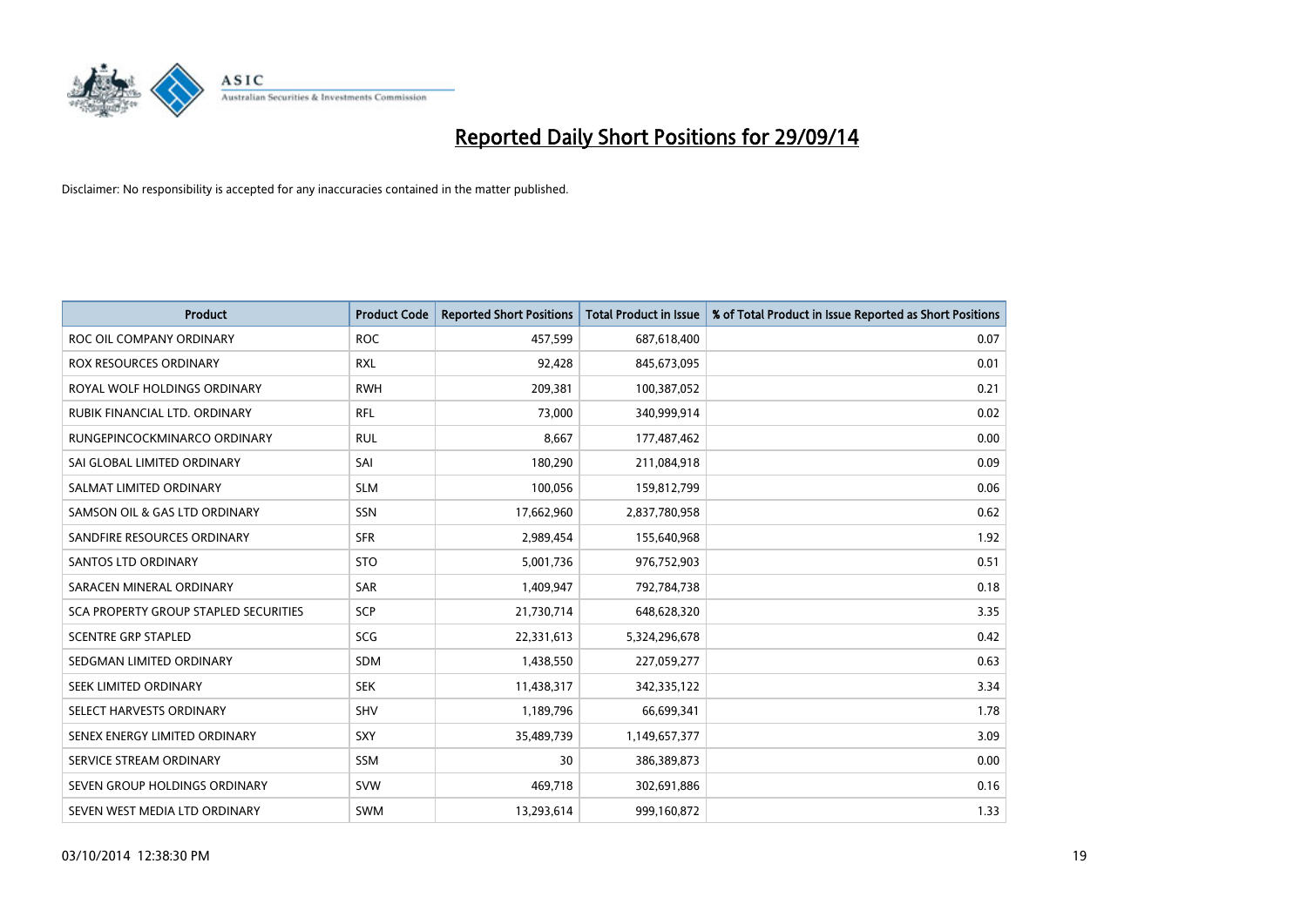# Reported Daily Short Positions for 29/09/14

Disclaimer: No responsibility is accepted for any inaccuracies contained in the matter published.

| Product | Product Code | Reported Short Positions | Total Product in Issue | % of Total Product in Issue Reported as Short Positions |
|---|---|---|---|---|
| ROC OIL COMPANY ORDINARY | ROC | 457,599 | 687,618,400 | 0.07 |
| ROX RESOURCES ORDINARY | RXL | 92,428 | 845,673,095 | 0.01 |
| ROYAL WOLF HOLDINGS ORDINARY | RWH | 209,381 | 100,387,052 | 0.21 |
| RUBIK FINANCIAL LTD. ORDINARY | RFL | 73,000 | 340,999,914 | 0.02 |
| RUNGEPINCOCKMINARCO ORDINARY | RUL | 8,667 | 177,487,462 | 0.00 |
| SAI GLOBAL LIMITED ORDINARY | SAI | 180,290 | 211,084,918 | 0.09 |
| SALMAT LIMITED ORDINARY | SLM | 100,056 | 159,812,799 | 0.06 |
| SAMSON OIL & GAS LTD ORDINARY | SSN | 17,662,960 | 2,837,780,958 | 0.62 |
| SANDFIRE RESOURCES ORDINARY | SFR | 2,989,454 | 155,640,968 | 1.92 |
| SANTOS LTD ORDINARY | STO | 5,001,736 | 976,752,903 | 0.51 |
| SARACEN MINERAL ORDINARY | SAR | 1,409,947 | 792,784,738 | 0.18 |
| SCA PROPERTY GROUP STAPLED SECURITIES | SCP | 21,730,714 | 648,628,320 | 3.35 |
| SCENTRE GRP STAPLED | SCG | 22,331,613 | 5,324,296,678 | 0.42 |
| SEDGMAN LIMITED ORDINARY | SDM | 1,438,550 | 227,059,277 | 0.63 |
| SEEK LIMITED ORDINARY | SEK | 11,438,317 | 342,335,122 | 3.34 |
| SELECT HARVESTS ORDINARY | SHV | 1,189,796 | 66,699,341 | 1.78 |
| SENEX ENERGY LIMITED ORDINARY | SXY | 35,489,739 | 1,149,657,377 | 3.09 |
| SERVICE STREAM ORDINARY | SSM | 30 | 386,389,873 | 0.00 |
| SEVEN GROUP HOLDINGS ORDINARY | SVW | 469,718 | 302,691,886 | 0.16 |
| SEVEN WEST MEDIA LTD ORDINARY | SWM | 13,293,614 | 999,160,872 | 1.33 |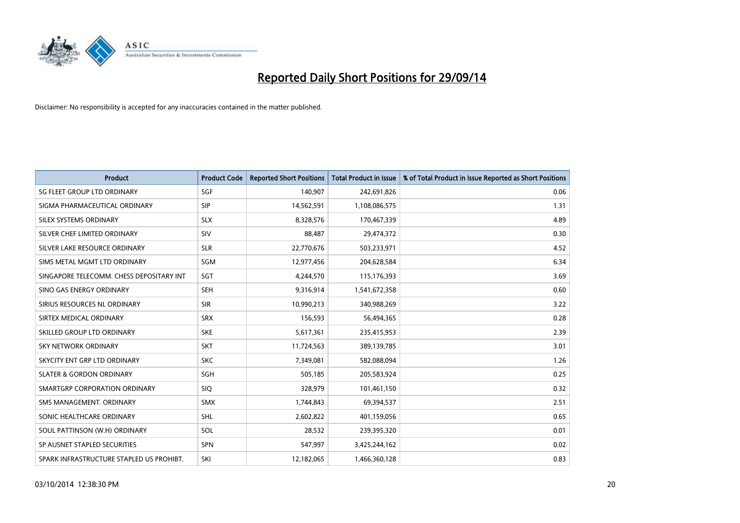# Reported Daily Short Positions for 29/09/14

Disclaimer: No responsibility is accepted for any inaccuracies contained in the matter published.

| Product | Product Code | Reported Short Positions | Total Product in Issue | % of Total Product in Issue Reported as Short Positions |
| --- | --- | --- | --- | --- |
| SG FLEET GROUP LTD ORDINARY | SGF | 140,907 | 242,691,826 | 0.06 |
| SIGMA PHARMACEUTICAL ORDINARY | SIP | 14,562,591 | 1,108,086,575 | 1.31 |
| SILEX SYSTEMS ORDINARY | SLX | 8,328,576 | 170,467,339 | 4.89 |
| SILVER CHEF LIMITED ORDINARY | SIV | 88,487 | 29,474,372 | 0.30 |
| SILVER LAKE RESOURCE ORDINARY | SLR | 22,770,676 | 503,233,971 | 4.52 |
| SIMS METAL MGMT LTD ORDINARY | SGM | 12,977,456 | 204,628,584 | 6.34 |
| SINGAPORE TELECOMM. CHESS DEPOSITARY INT | SGT | 4,244,570 | 115,176,393 | 3.69 |
| SINO GAS ENERGY ORDINARY | SEH | 9,316,914 | 1,541,672,358 | 0.60 |
| SIRIUS RESOURCES NL ORDINARY | SIR | 10,990,213 | 340,988,269 | 3.22 |
| SIRTEX MEDICAL ORDINARY | SRX | 156,593 | 56,494,365 | 0.28 |
| SKILLED GROUP LTD ORDINARY | SKE | 5,617,361 | 235,415,953 | 2.39 |
| SKY NETWORK ORDINARY | SKT | 11,724,563 | 389,139,785 | 3.01 |
| SKYCITY ENT GRP LTD ORDINARY | SKC | 7,349,081 | 582,088,094 | 1.26 |
| SLATER & GORDON ORDINARY | SGH | 505,185 | 205,583,924 | 0.25 |
| SMARTGRP CORPORATION ORDINARY | SIQ | 328,979 | 101,461,150 | 0.32 |
| SMS MANAGEMENT. ORDINARY | SMX | 1,744,843 | 69,394,537 | 2.51 |
| SONIC HEALTHCARE ORDINARY | SHL | 2,602,822 | 401,159,056 | 0.65 |
| SOUL PATTINSON (W.H) ORDINARY | SOL | 28,532 | 239,395,320 | 0.01 |
| SP AUSNET STAPLED SECURITIES | SPN | 547,997 | 3,425,244,162 | 0.02 |
| SPARK INFRASTRUCTURE STAPLED US PROHIBT. | SKI | 12,182,065 | 1,466,360,128 | 0.83 |

03/10/2014 12:38:30 PM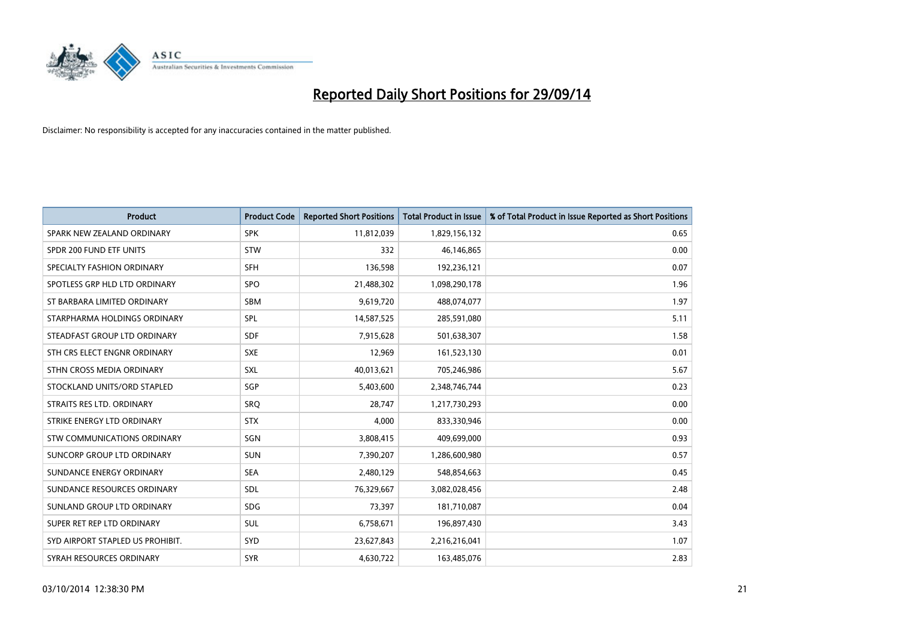# Reported Daily Short Positions for 29/09/14

Disclaimer: No responsibility is accepted for any inaccuracies contained in the matter published.

| Product | Product Code | Reported Short Positions | Total Product in Issue | % of Total Product in Issue Reported as Short Positions |
|---|---|---|---|---|
| SPARK NEW ZEALAND ORDINARY | SPK | 11,812,039 | 1,829,156,132 | 0.65 |
| SPDR 200 FUND ETF UNITS | STW | 332 | 46,146,865 | 0.00 |
| SPECIALTY FASHION ORDINARY | SFH | 136,598 | 192,236,121 | 0.07 |
| SPOTLESS GRP HLD LTD ORDINARY | SPO | 21,488,302 | 1,098,290,178 | 1.96 |
| ST BARBARA LIMITED ORDINARY | SBM | 9,619,720 | 488,074,077 | 1.97 |
| STARPHARMA HOLDINGS ORDINARY | SPL | 14,587,525 | 285,591,080 | 5.11 |
| STEADFAST GROUP LTD ORDINARY | SDF | 7,915,628 | 501,638,307 | 1.58 |
| STH CRS ELECT ENGNR ORDINARY | SXE | 12,969 | 161,523,130 | 0.01 |
| STHN CROSS MEDIA ORDINARY | SXL | 40,013,621 | 705,246,986 | 5.67 |
| STOCKLAND UNITS/ORD STAPLED | SGP | 5,403,600 | 2,348,746,744 | 0.23 |
| STRAITS RES LTD. ORDINARY | SRQ | 28,747 | 1,217,730,293 | 0.00 |
| STRIKE ENERGY LTD ORDINARY | STX | 4,000 | 833,330,946 | 0.00 |
| STW COMMUNICATIONS ORDINARY | SGN | 3,808,415 | 409,699,000 | 0.93 |
| SUNCORP GROUP LTD ORDINARY | SUN | 7,390,207 | 1,286,600,980 | 0.57 |
| SUNDANCE ENERGY ORDINARY | SEA | 2,480,129 | 548,854,663 | 0.45 |
| SUNDANCE RESOURCES ORDINARY | SDL | 76,329,667 | 3,082,028,456 | 2.48 |
| SUNLAND GROUP LTD ORDINARY | SDG | 73,397 | 181,710,087 | 0.04 |
| SUPER RET REP LTD ORDINARY | SUL | 6,758,671 | 196,897,430 | 3.43 |
| SYD AIRPORT STAPLED US PROHIBIT. | SYD | 23,627,843 | 2,216,216,041 | 1.07 |
| SYRAH RESOURCES ORDINARY | SYR | 4,630,722 | 163,485,076 | 2.83 |

03/10/2014 12:38:30 PM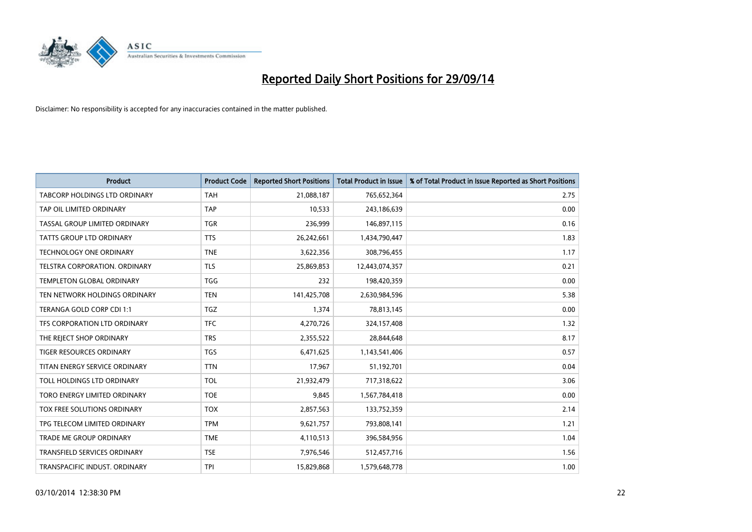# Reported Daily Short Positions for 29/09/14

Disclaimer: No responsibility is accepted for any inaccuracies contained in the matter published.

| Product | Product Code | Reported Short Positions | Total Product in Issue | % of Total Product in Issue Reported as Short Positions |
|---|---|---|---|---|
| TABCORP HOLDINGS LTD ORDINARY | TAH | 21,088,187 | 765,652,364 | 2.75 |
| TAP OIL LIMITED ORDINARY | TAP | 10,533 | 243,186,639 | 0.00 |
| TASSAL GROUP LIMITED ORDINARY | TGR | 236,999 | 146,897,115 | 0.16 |
| TATTS GROUP LTD ORDINARY | TTS | 26,242,661 | 1,434,790,447 | 1.83 |
| TECHNOLOGY ONE ORDINARY | TNE | 3,622,356 | 308,796,455 | 1.17 |
| TELSTRA CORPORATION. ORDINARY | TLS | 25,869,853 | 12,443,074,357 | 0.21 |
| TEMPLETON GLOBAL ORDINARY | TGG | 232 | 198,420,359 | 0.00 |
| TEN NETWORK HOLDINGS ORDINARY | TEN | 141,425,708 | 2,630,984,596 | 5.38 |
| TERANGA GOLD CORP CDI 1:1 | TGZ | 1,374 | 78,813,145 | 0.00 |
| TFS CORPORATION LTD ORDINARY | TFC | 4,270,726 | 324,157,408 | 1.32 |
| THE REJECT SHOP ORDINARY | TRS | 2,355,522 | 28,844,648 | 8.17 |
| TIGER RESOURCES ORDINARY | TGS | 6,471,625 | 1,143,541,406 | 0.57 |
| TITAN ENERGY SERVICE ORDINARY | TTN | 17,967 | 51,192,701 | 0.04 |
| TOLL HOLDINGS LTD ORDINARY | TOL | 21,932,479 | 717,318,622 | 3.06 |
| TORO ENERGY LIMITED ORDINARY | TOE | 9,845 | 1,567,784,418 | 0.00 |
| TOX FREE SOLUTIONS ORDINARY | TOX | 2,857,563 | 133,752,359 | 2.14 |
| TPG TELECOM LIMITED ORDINARY | TPM | 9,621,757 | 793,808,141 | 1.21 |
| TRADE ME GROUP ORDINARY | TME | 4,110,513 | 396,584,956 | 1.04 |
| TRANSFIELD SERVICES ORDINARY | TSE | 7,976,546 | 512,457,716 | 1.56 |
| TRANSPACIFIC INDUST. ORDINARY | TPI | 15,829,868 | 1,579,648,778 | 1.00 |

03/10/2014 12:38:30 PM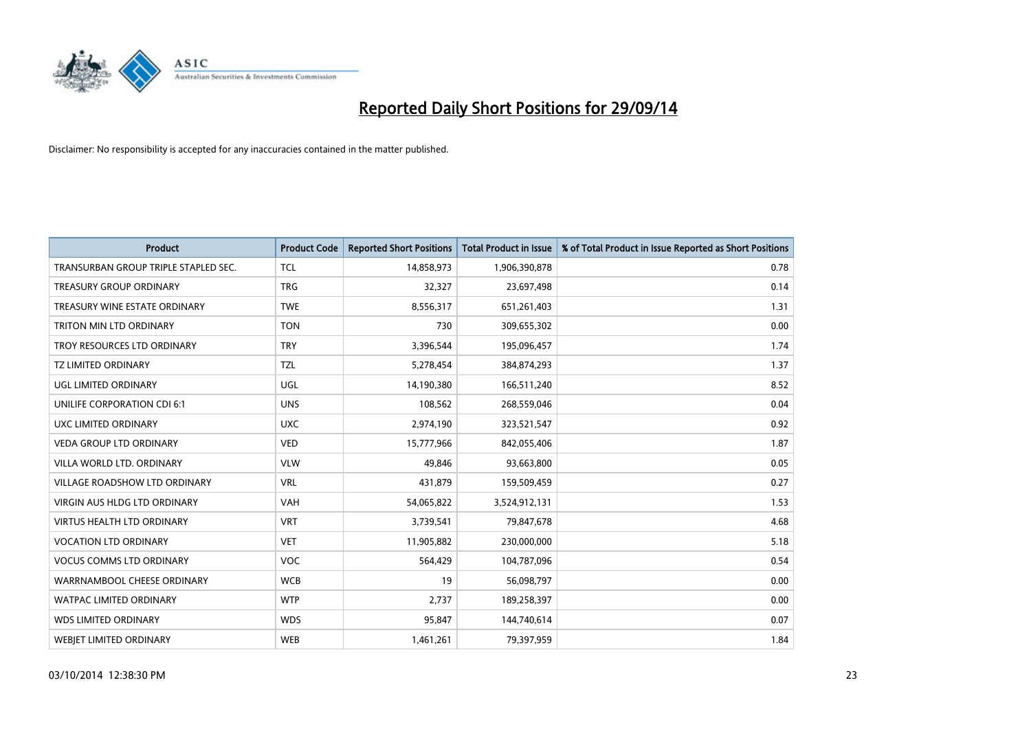# Reported Daily Short Positions for 29/09/14

Disclaimer: No responsibility is accepted for any inaccuracies contained in the matter published.

| Product | Product Code | Reported Short Positions | Total Product in Issue | % of Total Product in Issue Reported as Short Positions |
|---|---|---|---|---|
| TRANSURBAN GROUP TRIPLE STAPLED SEC. | TCL | 14,858,973 | 1,906,390,878 | 0.78 |
| TREASURY GROUP ORDINARY | TRG | 32,327 | 23,697,498 | 0.14 |
| TREASURY WINE ESTATE ORDINARY | TWE | 8,556,317 | 651,261,403 | 1.31 |
| TRITON MIN LTD ORDINARY | TON | 730 | 309,655,302 | 0.00 |
| TROY RESOURCES LTD ORDINARY | TRY | 3,396,544 | 195,096,457 | 1.74 |
| TZ LIMITED ORDINARY | TZL | 5,278,454 | 384,874,293 | 1.37 |
| UGL LIMITED ORDINARY | UGL | 14,190,380 | 166,511,240 | 8.52 |
| UNILIFE CORPORATION CDI 6:1 | UNS | 108,562 | 268,559,046 | 0.04 |
| UXC LIMITED ORDINARY | UXC | 2,974,190 | 323,521,547 | 0.92 |
| VEDA GROUP LTD ORDINARY | VED | 15,777,966 | 842,055,406 | 1.87 |
| VILLA WORLD LTD. ORDINARY | VLW | 49,846 | 93,663,800 | 0.05 |
| VILLAGE ROADSHOW LTD ORDINARY | VRL | 431,879 | 159,509,459 | 0.27 |
| VIRGIN AUS HLDG LTD ORDINARY | VAH | 54,065,822 | 3,524,912,131 | 1.53 |
| VIRTUS HEALTH LTD ORDINARY | VRT | 3,739,541 | 79,847,678 | 4.68 |
| VOCATION LTD ORDINARY | VET | 11,905,882 | 230,000,000 | 5.18 |
| VOCUS COMMS LTD ORDINARY | VOC | 564,429 | 104,787,096 | 0.54 |
| WARRNAMBOOL CHEESE ORDINARY | WCB | 19 | 56,098,797 | 0.00 |
| WATPAC LIMITED ORDINARY | WTP | 2,737 | 189,258,397 | 0.00 |
| WDS LIMITED ORDINARY | WDS | 95,847 | 144,740,614 | 0.07 |
| WEBJET LIMITED ORDINARY | WEB | 1,461,261 | 79,397,959 | 1.84 |

03/10/2014 12:38:30 PM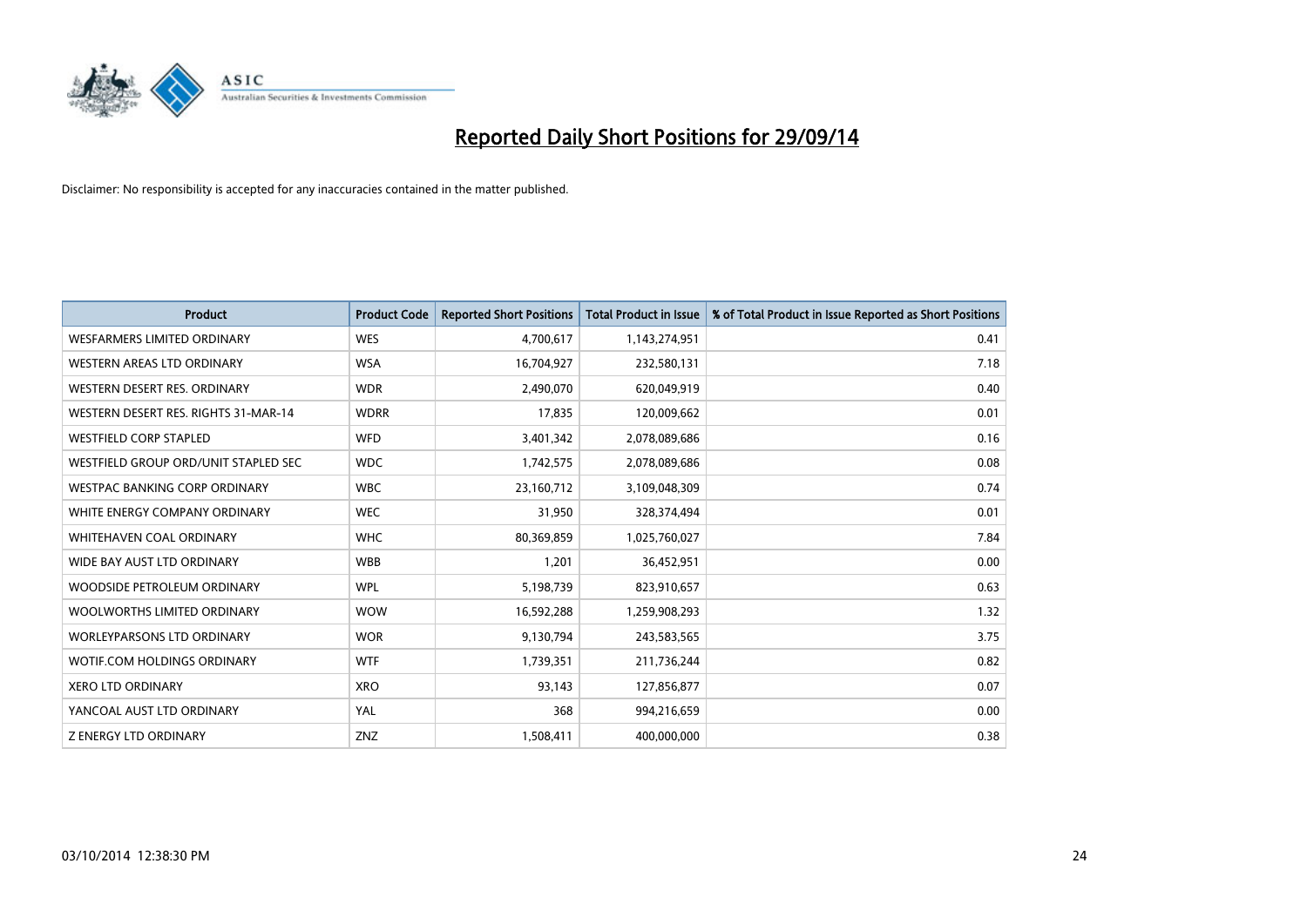# Reported Daily Short Positions for 29/09/14

Disclaimer: No responsibility is accepted for any inaccuracies contained in the matter published.

| Product | Product Code | Reported Short Positions | Total Product in Issue | % of Total Product in Issue Reported as Short Positions |
|---|---|---|---|---|
| WESFARMERS LIMITED ORDINARY | WES | 4,700,617 | 1,143,274,951 | 0.41 |
| WESTERN AREAS LTD ORDINARY | WSA | 16,704,927 | 232,580,131 | 7.18 |
| WESTERN DESERT RES. ORDINARY | WDR | 2,490,070 | 620,049,919 | 0.40 |
| WESTERN DESERT RES. RIGHTS 31-MAR-14 | WDRR | 17,835 | 120,009,662 | 0.01 |
| WESTFIELD CORP STAPLED | WFD | 3,401,342 | 2,078,089,686 | 0.16 |
| WESTFIELD GROUP ORD/UNIT STAPLED SEC | WDC | 1,742,575 | 2,078,089,686 | 0.08 |
| WESTPAC BANKING CORP ORDINARY | WBC | 23,160,712 | 3,109,048,309 | 0.74 |
| WHITE ENERGY COMPANY ORDINARY | WEC | 31,950 | 328,374,494 | 0.01 |
| WHITEHAVEN COAL ORDINARY | WHC | 80,369,859 | 1,025,760,027 | 7.84 |
| WIDE BAY AUST LTD ORDINARY | WBB | 1,201 | 36,452,951 | 0.00 |
| WOODSIDE PETROLEUM ORDINARY | WPL | 5,198,739 | 823,910,657 | 0.63 |
| WOOLWORTHS LIMITED ORDINARY | WOW | 16,592,288 | 1,259,908,293 | 1.32 |
| WORLEYPARSONS LTD ORDINARY | WOR | 9,130,794 | 243,583,565 | 3.75 |
| WOTIF.COM HOLDINGS ORDINARY | WTF | 1,739,351 | 211,736,244 | 0.82 |
| XERO LTD ORDINARY | XRO | 93,143 | 127,856,877 | 0.07 |
| YANCOAL AUST LTD ORDINARY | YAL | 368 | 994,216,659 | 0.00 |
| Z ENERGY LTD ORDINARY | ZNZ | 1,508,411 | 400,000,000 | 0.38 |

03/10/2014 12:38:30 PM